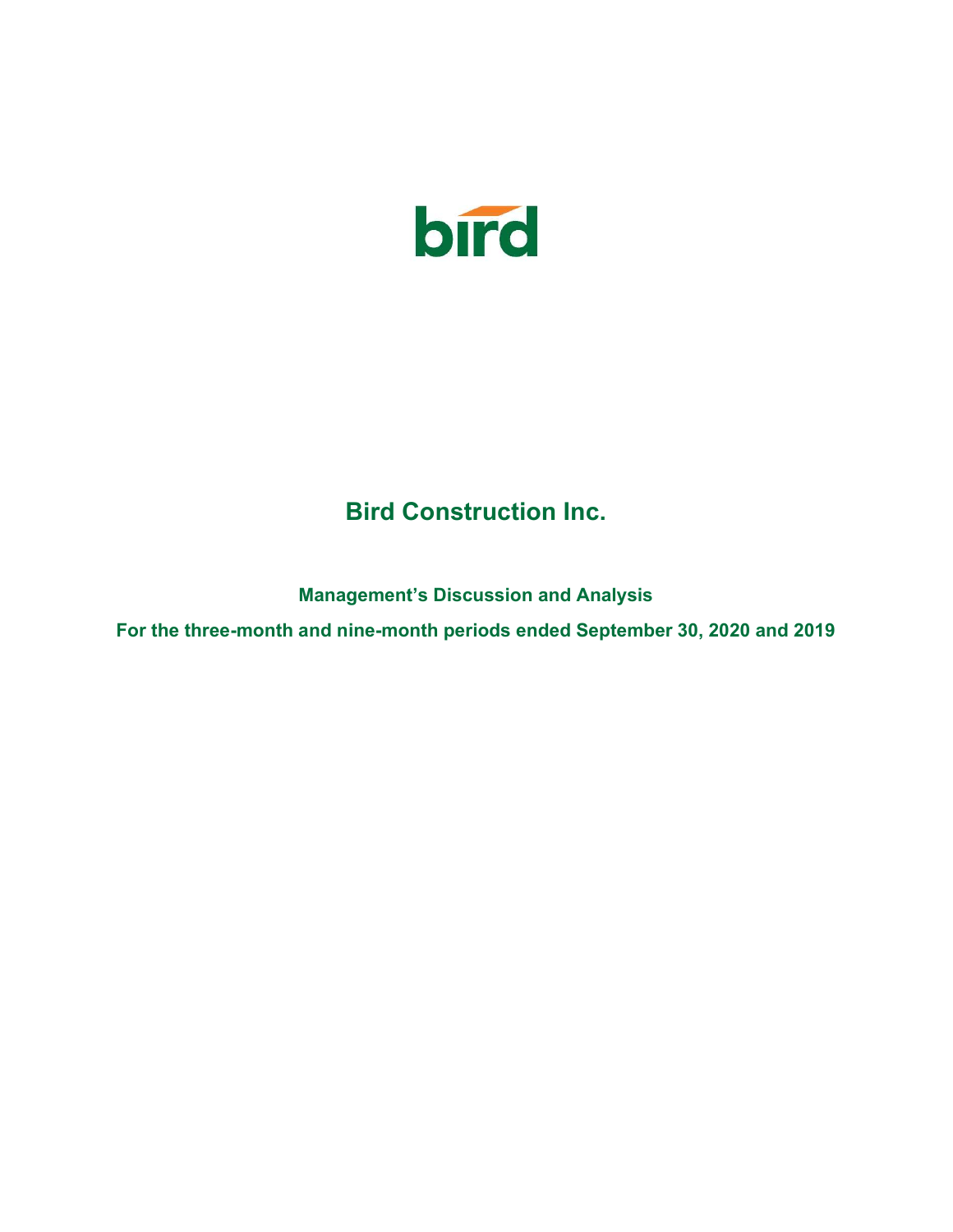bird

# Bird Construction Inc.

## Management's Discussion and Analysis

## For the three-month and nine-month periods ended September 30, 2020 and 2019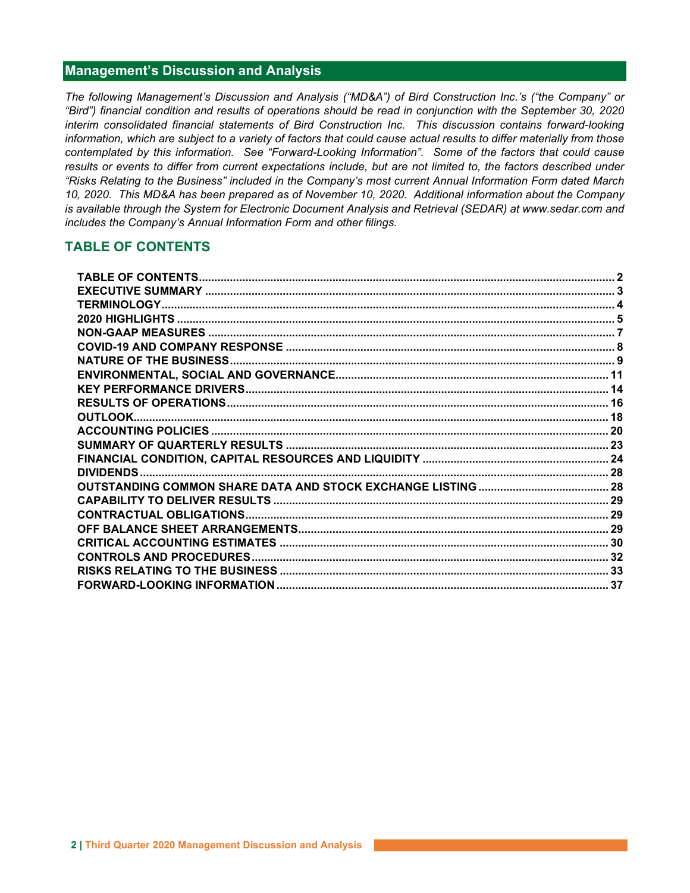## Management's Discussion and Analysis

*The following Management's Discussion and Analysis ("MD&A") of Bird Construction Inc.'s ("the Company" or "Bird") financial condition and results of operations should be read in conjunction with the September 30, 2020 interim consolidated financial statements of Bird Construction Inc. This discussion contains forward-looking information, which are subject to a variety of factors that could cause actual results to differ materially from those contemplated by this information. See "Forward-Looking Information". Some of the factors that could cause results or events to differ from current expectations include, but are not limited to, the factors described under "Risks Relating to the Business" included in the Company's most current Annual Information Form dated March 10, 2020. This MD&A has been prepared as of November 10, 2020. Additional information about the Company is available through the System for Electronic Document Analysis and Retrieval (SEDAR) at www.sedar.com and includes the Company's Annual Information Form and other filings.*

## TABLE OF CONTENTS

| | |
|---|---|
| **TABLE OF CONTENTS** | **2** |
| **EXECUTIVE SUMMARY** | **3** |
| **TERMINOLOGY** | **4** |
| **2020 HIGHLIGHTS** | **5** |
| **NON-GAAP MEASURES** | **7** |
| **COVID-19 AND COMPANY RESPONSE** | **8** |
| **NATURE OF THE BUSINESS** | **9** |
| **ENVIRONMENTAL, SOCIAL AND GOVERNANCE** | **11** |
| **KEY PERFORMANCE DRIVERS** | **14** |
| **RESULTS OF OPERATIONS** | **16** |
| **OUTLOOK** | **18** |
| **ACCOUNTING POLICIES** | **20** |
| **SUMMARY OF QUARTERLY RESULTS** | **23** |
| **FINANCIAL CONDITION, CAPITAL RESOURCES AND LIQUIDITY** | **24** |
| **DIVIDENDS** | **28** |
| **OUTSTANDING COMMON SHARE DATA AND STOCK EXCHANGE LISTING** | **28** |
| **CAPABILITY TO DELIVER RESULTS** | **29** |
| **CONTRACTUAL OBLIGATIONS** | **29** |
| **OFF BALANCE SHEET ARRANGEMENTS** | **29** |
| **CRITICAL ACCOUNTING ESTIMATES** | **30** |
| **CONTROLS AND PROCEDURES** | **32** |
| **RISKS RELATING TO THE BUSINESS** | **33** |
| **FORWARD-LOOKING INFORMATION** | **37** |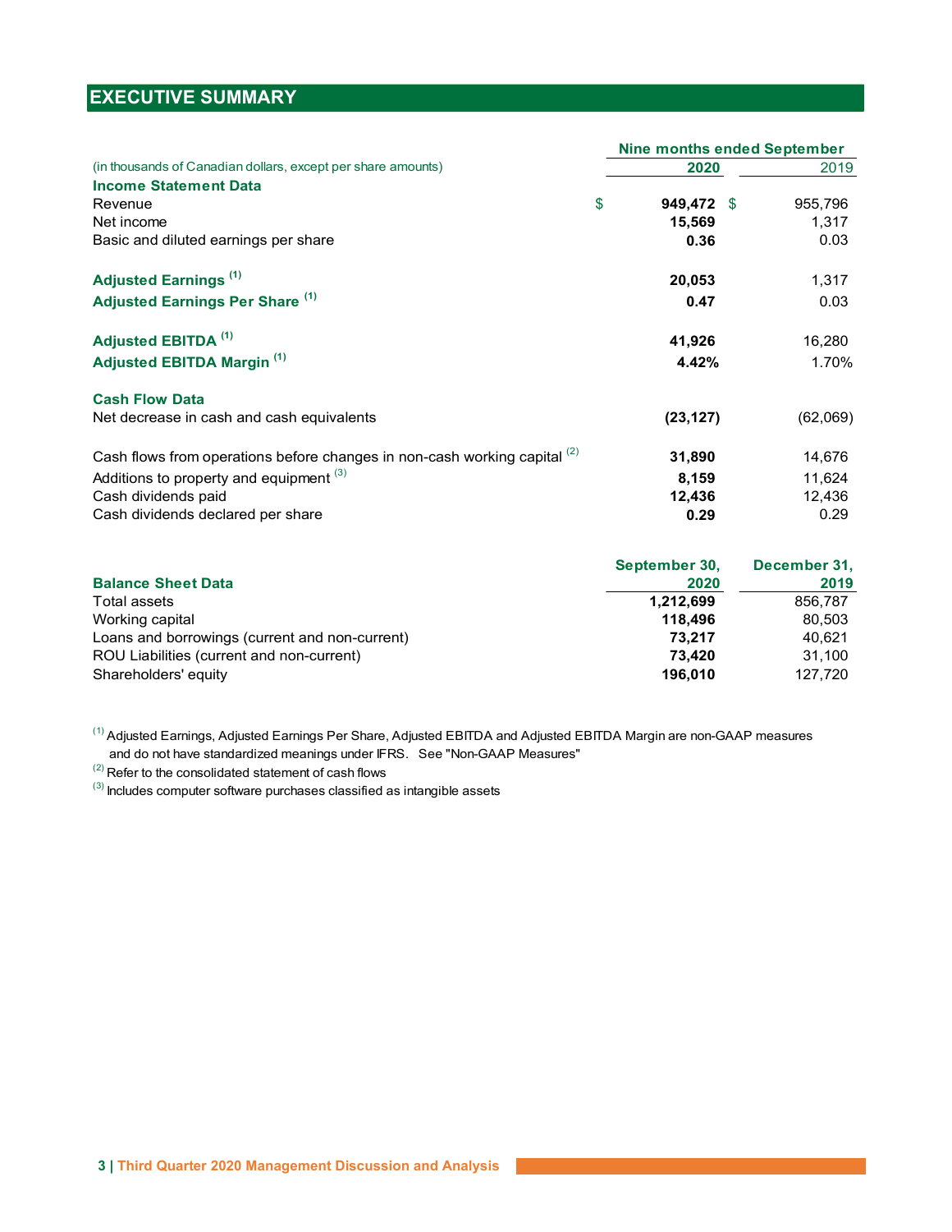## EXECUTIVE SUMMARY

| (in thousands of Canadian dollars, except per share amounts) | Nine months ended September 2020 | 2019 |
|---|---|---|
| **Income Statement Data** | | |
| Revenue | $ **949,472** | $ 955,796 |
| Net income | **15,569** | 1,317 |
| Basic and diluted earnings per share | **0.36** | 0.03 |
| | | |
| **Adjusted Earnings** [(1)] | **20,053** | 1,317 |
| **Adjusted Earnings Per Share** [(1)] | **0.47** | 0.03 |
| | | |
| **Adjusted EBITDA** [(1)] | **41,926** | 16,280 |
| **Adjusted EBITDA Margin** [(1)] | **4.42%** | 1.70% |
| | | |
| **Cash Flow Data** | | |
| Net decrease in cash and cash equivalents | **(23,127)** | (62,069) |
| | | |
| Cash flows from operations before changes in non-cash working capital [(2)] | **31,890** | 14,676 |
| Additions to property and equipment [(3)] | **8,159** | 11,624 |
| Cash dividends paid | **12,436** | 12,436 |
| Cash dividends declared per share | **0.29** | 0.29 |

| **Balance Sheet Data** | September 30, 2020 | December 31, 2019 |
|---|---|---|
| Total assets | **1,212,699** | 856,787 |
| Working capital | **118,496** | 80,503 |
| Loans and borrowings (current and non-current) | **73,217** | 40,621 |
| ROU Liabilities (current and non-current) | **73,420** | 31,100 |
| Shareholders' equity | **196,010** | 127,720 |

[(1)] Adjusted Earnings, Adjusted Earnings Per Share, Adjusted EBITDA and Adjusted EBITDA Margin are non-GAAP measures and do not have standardized meanings under IFRS. See "Non-GAAP Measures"

[(2)] Refer to the consolidated statement of cash flows

[(3)] Includes computer software purchases classified as intangible assets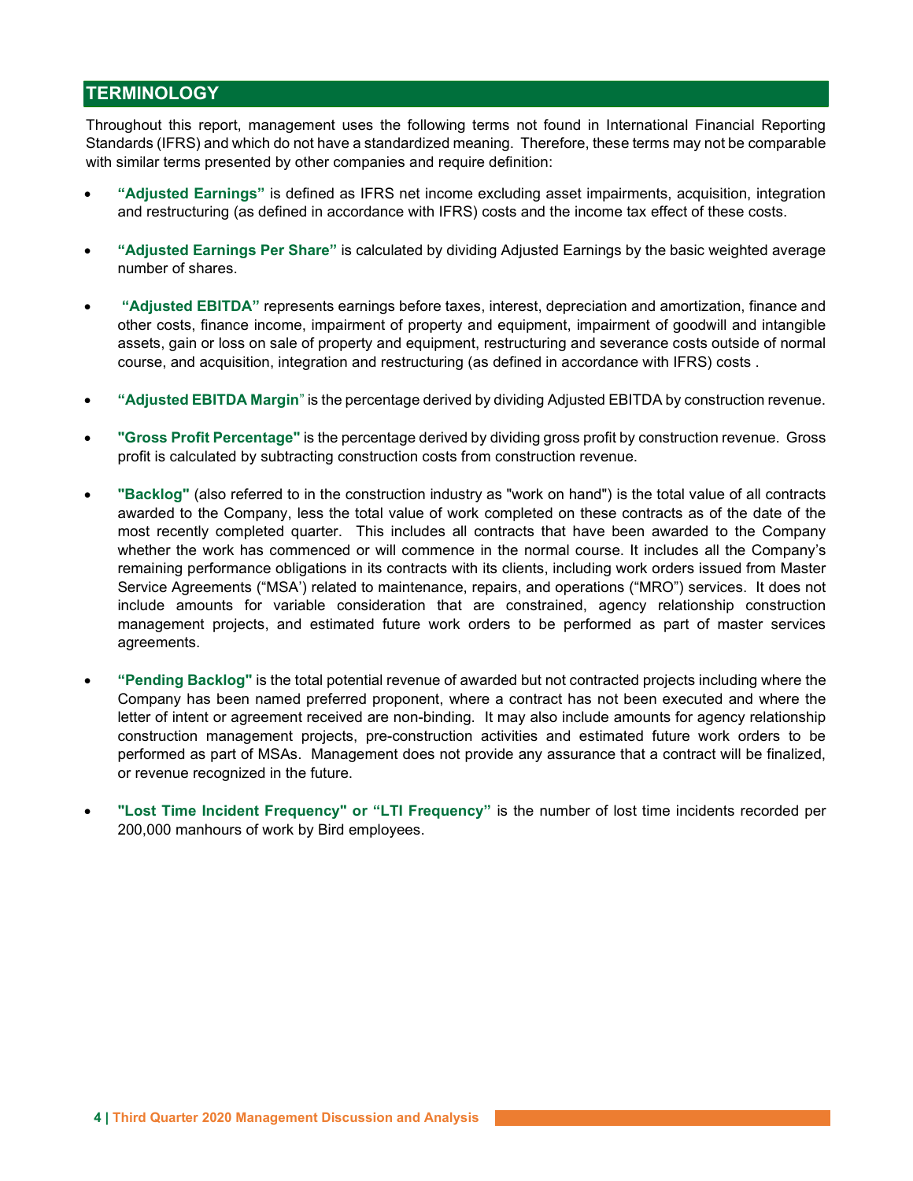## TERMINOLOGY

Throughout this report, management uses the following terms not found in International Financial Reporting Standards (IFRS) and which do not have a standardized meaning. Therefore, these terms may not be comparable with similar terms presented by other companies and require definition:

- **"Adjusted Earnings"** is defined as IFRS net income excluding asset impairments, acquisition, integration and restructuring (as defined in accordance with IFRS) costs and the income tax effect of these costs.

- **"Adjusted Earnings Per Share"** is calculated by dividing Adjusted Earnings by the basic weighted average number of shares.

- **"Adjusted EBITDA"** represents earnings before taxes, interest, depreciation and amortization, finance and other costs, finance income, impairment of property and equipment, impairment of goodwill and intangible assets, gain or loss on sale of property and equipment, restructuring and severance costs outside of normal course, and acquisition, integration and restructuring (as defined in accordance with IFRS) costs .

- **"Adjusted EBITDA Margin"** is the percentage derived by dividing Adjusted EBITDA by construction revenue.

- **"Gross Profit Percentage"** is the percentage derived by dividing gross profit by construction revenue. Gross profit is calculated by subtracting construction costs from construction revenue.

- **"Backlog"** (also referred to in the construction industry as "work on hand") is the total value of all contracts awarded to the Company, less the total value of work completed on these contracts as of the date of the most recently completed quarter. This includes all contracts that have been awarded to the Company whether the work has commenced or will commence in the normal course. It includes all the Company's remaining performance obligations in its contracts with its clients, including work orders issued from Master Service Agreements ("MSA') related to maintenance, repairs, and operations ("MRO") services. It does not include amounts for variable consideration that are constrained, agency relationship construction management projects, and estimated future work orders to be performed as part of master services agreements.

- **"Pending Backlog"** is the total potential revenue of awarded but not contracted projects including where the Company has been named preferred proponent, where a contract has not been executed and where the letter of intent or agreement received are non-binding. It may also include amounts for agency relationship construction management projects, pre-construction activities and estimated future work orders to be performed as part of MSAs. Management does not provide any assurance that a contract will be finalized, or revenue recognized in the future.

- **"Lost Time Incident Frequency" or "LTI Frequency"** is the number of lost time incidents recorded per 200,000 manhours of work by Bird employees.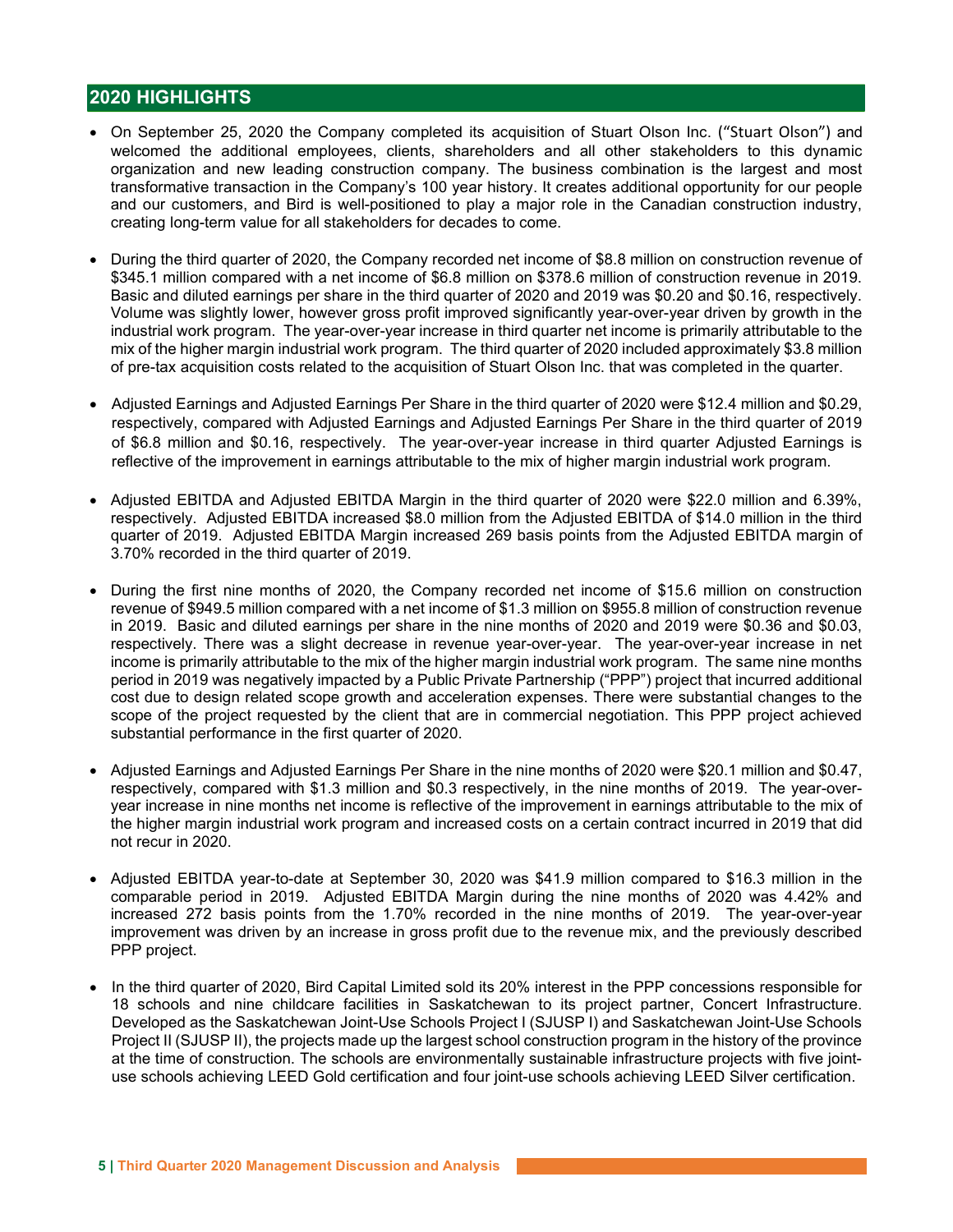## 2020 HIGHLIGHTS

- On September 25, 2020 the Company completed its acquisition of Stuart Olson Inc. ("Stuart Olson") and welcomed the additional employees, clients, shareholders and all other stakeholders to this dynamic organization and new leading construction company. The business combination is the largest and most transformative transaction in the Company's 100 year history. It creates additional opportunity for our people and our customers, and Bird is well-positioned to play a major role in the Canadian construction industry, creating long-term value for all stakeholders for decades to come.

- During the third quarter of 2020, the Company recorded net income of $8.8 million on construction revenue of $345.1 million compared with a net income of $6.8 million on $378.6 million of construction revenue in 2019. Basic and diluted earnings per share in the third quarter of 2020 and 2019 was $0.20 and $0.16, respectively. Volume was slightly lower, however gross profit improved significantly year-over-year driven by growth in the industrial work program. The year-over-year increase in third quarter net income is primarily attributable to the mix of the higher margin industrial work program. The third quarter of 2020 included approximately $3.8 million of pre-tax acquisition costs related to the acquisition of Stuart Olson Inc. that was completed in the quarter.

- Adjusted Earnings and Adjusted Earnings Per Share in the third quarter of 2020 were $12.4 million and $0.29, respectively, compared with Adjusted Earnings and Adjusted Earnings Per Share in the third quarter of 2019 of $6.8 million and $0.16, respectively. The year-over-year increase in third quarter Adjusted Earnings is reflective of the improvement in earnings attributable to the mix of higher margin industrial work program.

- Adjusted EBITDA and Adjusted EBITDA Margin in the third quarter of 2020 were $22.0 million and 6.39%, respectively. Adjusted EBITDA increased $8.0 million from the Adjusted EBITDA of $14.0 million in the third quarter of 2019. Adjusted EBITDA Margin increased 269 basis points from the Adjusted EBITDA margin of 3.70% recorded in the third quarter of 2019.

- During the first nine months of 2020, the Company recorded net income of $15.6 million on construction revenue of $949.5 million compared with a net income of $1.3 million on $955.8 million of construction revenue in 2019. Basic and diluted earnings per share in the nine months of 2020 and 2019 were $0.36 and $0.03, respectively. There was a slight decrease in revenue year-over-year. The year-over-year increase in net income is primarily attributable to the mix of the higher margin industrial work program. The same nine months period in 2019 was negatively impacted by a Public Private Partnership ("PPP") project that incurred additional cost due to design related scope growth and acceleration expenses. There were substantial changes to the scope of the project requested by the client that are in commercial negotiation. This PPP project achieved substantial performance in the first quarter of 2020.

- Adjusted Earnings and Adjusted Earnings Per Share in the nine months of 2020 were $20.1 million and $0.47, respectively, compared with $1.3 million and $0.3 respectively, in the nine months of 2019. The year-over-year increase in nine months net income is reflective of the improvement in earnings attributable to the mix of the higher margin industrial work program and increased costs on a certain contract incurred in 2019 that did not recur in 2020.

- Adjusted EBITDA year-to-date at September 30, 2020 was $41.9 million compared to $16.3 million in the comparable period in 2019. Adjusted EBITDA Margin during the nine months of 2020 was 4.42% and increased 272 basis points from the 1.70% recorded in the nine months of 2019. The year-over-year improvement was driven by an increase in gross profit due to the revenue mix, and the previously described PPP project.

- In the third quarter of 2020, Bird Capital Limited sold its 20% interest in the PPP concessions responsible for 18 schools and nine childcare facilities in Saskatchewan to its project partner, Concert Infrastructure. Developed as the Saskatchewan Joint-Use Schools Project I (SJUSP I) and Saskatchewan Joint-Use Schools Project II (SJUSP II), the projects made up the largest school construction program in the history of the province at the time of construction. The schools are environmentally sustainable infrastructure projects with five joint-use schools achieving LEED Gold certification and four joint-use schools achieving LEED Silver certification.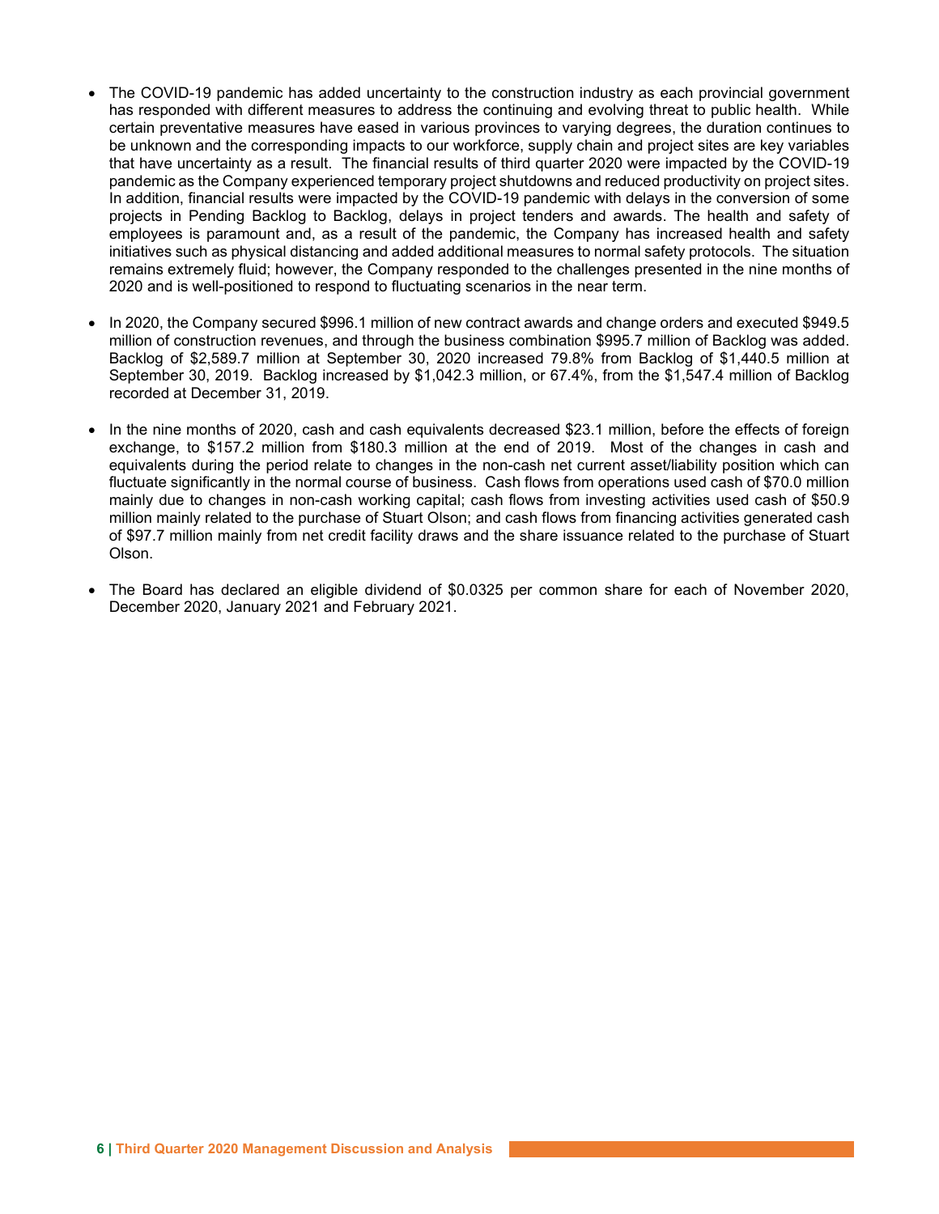- The COVID-19 pandemic has added uncertainty to the construction industry as each provincial government has responded with different measures to address the continuing and evolving threat to public health. While certain preventative measures have eased in various provinces to varying degrees, the duration continues to be unknown and the corresponding impacts to our workforce, supply chain and project sites are key variables that have uncertainty as a result. The financial results of third quarter 2020 were impacted by the COVID-19 pandemic as the Company experienced temporary project shutdowns and reduced productivity on project sites. In addition, financial results were impacted by the COVID-19 pandemic with delays in the conversion of some projects in Pending Backlog to Backlog, delays in project tenders and awards. The health and safety of employees is paramount and, as a result of the pandemic, the Company has increased health and safety initiatives such as physical distancing and added additional measures to normal safety protocols. The situation remains extremely fluid; however, the Company responded to the challenges presented in the nine months of 2020 and is well-positioned to respond to fluctuating scenarios in the near term.

- In 2020, the Company secured $996.1 million of new contract awards and change orders and executed $949.5 million of construction revenues, and through the business combination $995.7 million of Backlog was added. Backlog of $2,589.7 million at September 30, 2020 increased 79.8% from Backlog of $1,440.5 million at September 30, 2019. Backlog increased by $1,042.3 million, or 67.4%, from the $1,547.4 million of Backlog recorded at December 31, 2019.

- In the nine months of 2020, cash and cash equivalents decreased $23.1 million, before the effects of foreign exchange, to $157.2 million from $180.3 million at the end of 2019. Most of the changes in cash and equivalents during the period relate to changes in the non-cash net current asset/liability position which can fluctuate significantly in the normal course of business. Cash flows from operations used cash of $70.0 million mainly due to changes in non-cash working capital; cash flows from investing activities used cash of $50.9 million mainly related to the purchase of Stuart Olson; and cash flows from financing activities generated cash of $97.7 million mainly from net credit facility draws and the share issuance related to the purchase of Stuart Olson.

- The Board has declared an eligible dividend of $0.0325 per common share for each of November 2020, December 2020, January 2021 and February 2021.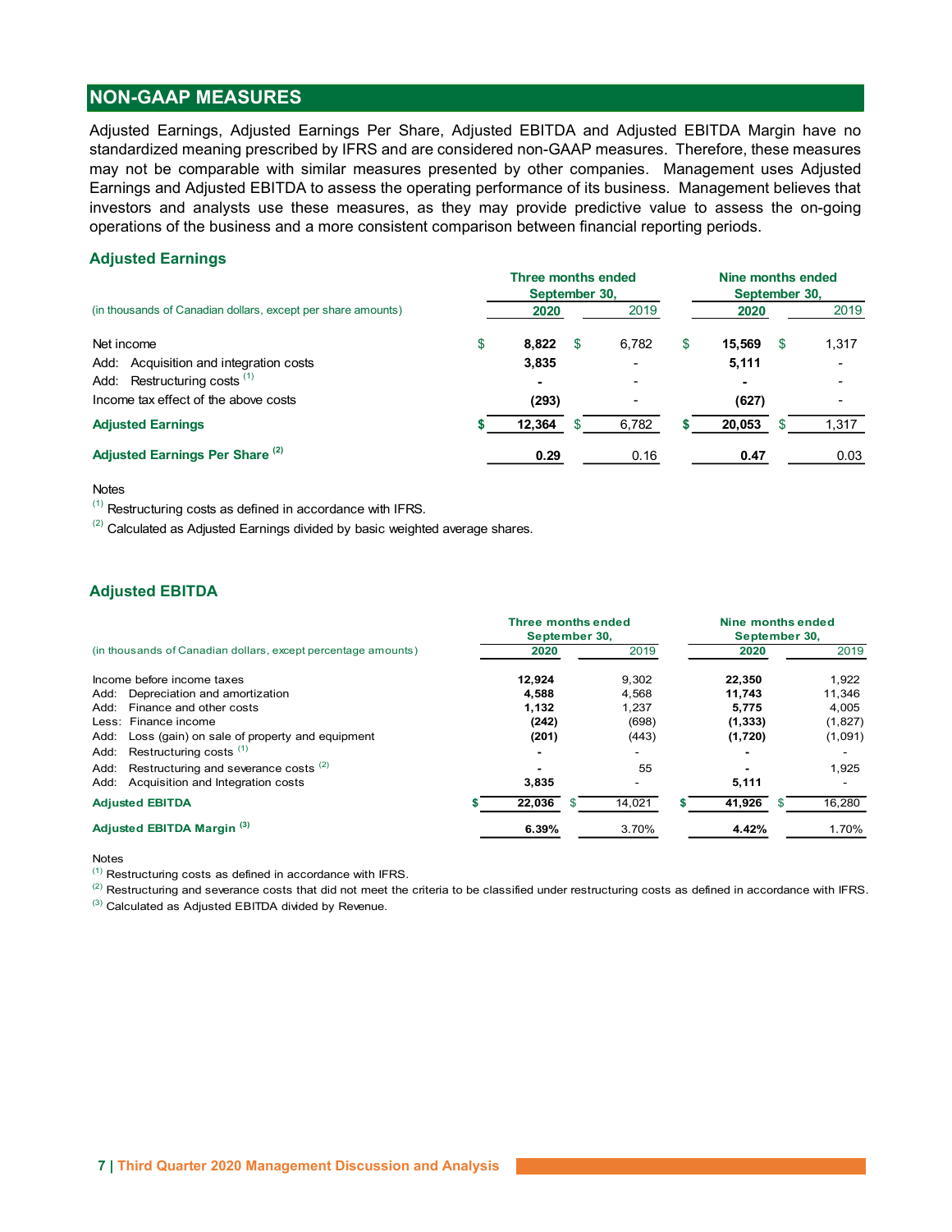## NON-GAAP MEASURES

Adjusted Earnings, Adjusted Earnings Per Share, Adjusted EBITDA and Adjusted EBITDA Margin have no standardized meaning prescribed by IFRS and are considered non-GAAP measures. Therefore, these measures may not be comparable with similar measures presented by other companies. Management uses Adjusted Earnings and Adjusted EBITDA to assess the operating performance of its business. Management believes that investors and analysts use these measures, as they may provide predictive value to assess the on-going operations of the business and a more consistent comparison between financial reporting periods.

### Adjusted Earnings

| | Three months ended September 30, | | Nine months ended September 30, | |
|---|---|---|---|---|
| (in thousands of Canadian dollars, except per share amounts) | **2020** | 2019 | **2020** | 2019 |
| Net income | $ **8,822** | $ 6,782 | $ **15,569** | $ 1,317 |
| Add: Acquisition and integration costs | **3,835** | - | **5,111** | - |
| Add: Restructuring costs [1] | **-** | - | **-** | - |
| Income tax effect of the above costs | **(293)** | - | **(627)** | - |
| **Adjusted Earnings** | **$ 12,364** | $ 6,782 | **$ 20,053** | $ 1,317 |
| **Adjusted Earnings Per Share [2]** | **0.29** | 0.16 | **0.47** | 0.03 |

Notes

[1] Restructuring costs as defined in accordance with IFRS.

[2] Calculated as Adjusted Earnings divided by basic weighted average shares.

### Adjusted EBITDA

| | Three months ended September 30, | | Nine months ended September 30, | |
|---|---|---|---|---|
| (in thousands of Canadian dollars, except percentage amounts) | **2020** | 2019 | **2020** | 2019 |
| Income before income taxes | **12,924** | 9,302 | **22,350** | 1,922 |
| Add: Depreciation and amortization | **4,588** | 4,568 | **11,743** | 11,346 |
| Add: Finance and other costs | **1,132** | 1,237 | **5,775** | 4,005 |
| Less: Finance income | **(242)** | (698) | **(1,333)** | (1,827) |
| Add: Loss (gain) on sale of property and equipment | **(201)** | (443) | **(1,720)** | (1,091) |
| Add: Restructuring costs [1] | **-** | - | **-** | - |
| Add: Restructuring and severance costs [2] | **-** | 55 | **-** | 1,925 |
| Add: Acquisition and Integration costs | **3,835** | - | **5,111** | - |
| **Adjusted EBITDA** | **$ 22,036** | $ 14,021 | **$ 41,926** | $ 16,280 |
| **Adjusted EBITDA Margin [3]** | **6.39%** | 3.70% | **4.42%** | 1.70% |

Notes

[1] Restructuring costs as defined in accordance with IFRS.

[2] Restructuring and severance costs that did not meet the criteria to be classified under restructuring costs as defined in accordance with IFRS.

[3] Calculated as Adjusted EBITDA divided by Revenue.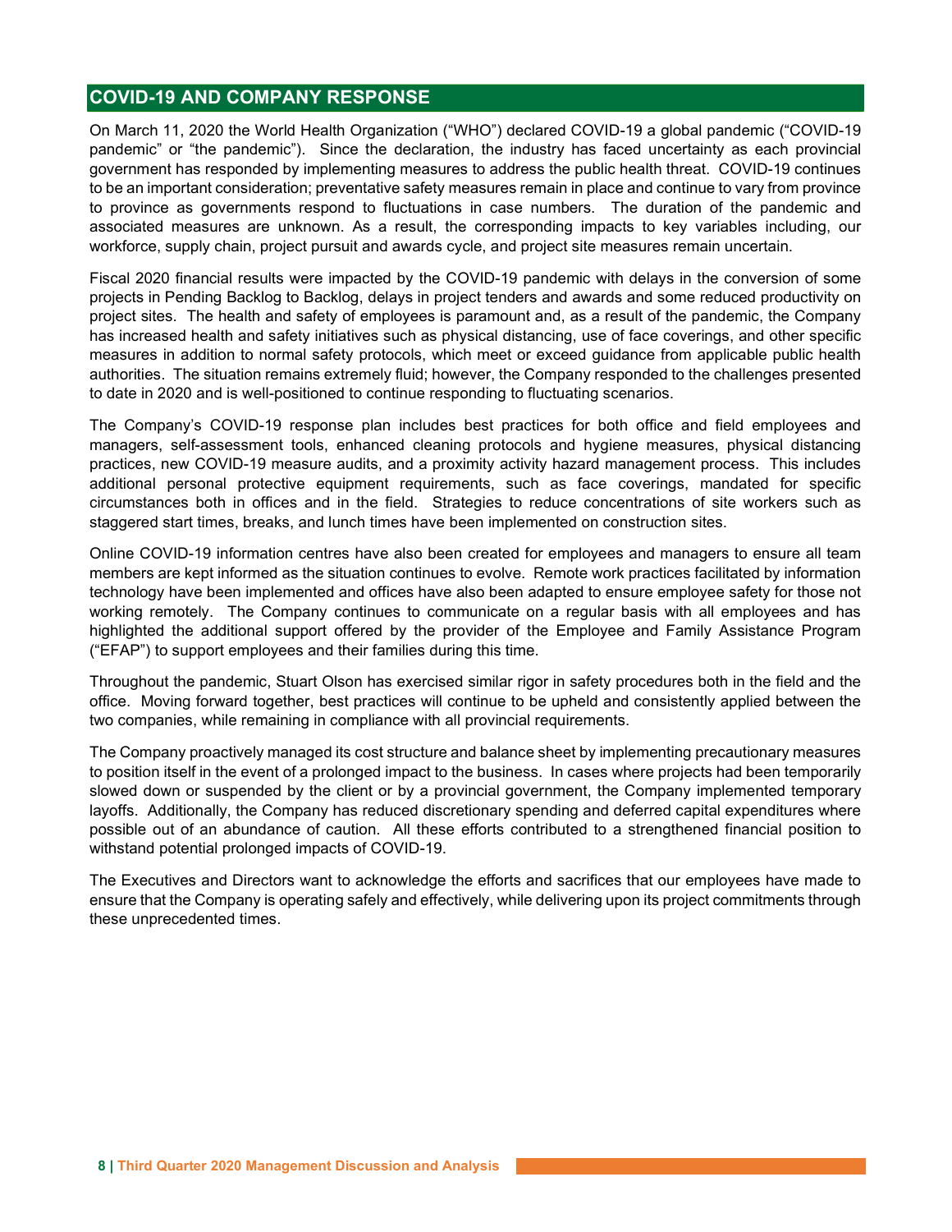## COVID-19 AND COMPANY RESPONSE

On March 11, 2020 the World Health Organization ("WHO") declared COVID-19 a global pandemic ("COVID-19 pandemic" or "the pandemic"). Since the declaration, the industry has faced uncertainty as each provincial government has responded by implementing measures to address the public health threat. COVID-19 continues to be an important consideration; preventative safety measures remain in place and continue to vary from province to province as governments respond to fluctuations in case numbers. The duration of the pandemic and associated measures are unknown. As a result, the corresponding impacts to key variables including, our workforce, supply chain, project pursuit and awards cycle, and project site measures remain uncertain.

Fiscal 2020 financial results were impacted by the COVID-19 pandemic with delays in the conversion of some projects in Pending Backlog to Backlog, delays in project tenders and awards and some reduced productivity on project sites. The health and safety of employees is paramount and, as a result of the pandemic, the Company has increased health and safety initiatives such as physical distancing, use of face coverings, and other specific measures in addition to normal safety protocols, which meet or exceed guidance from applicable public health authorities. The situation remains extremely fluid; however, the Company responded to the challenges presented to date in 2020 and is well-positioned to continue responding to fluctuating scenarios.

The Company's COVID-19 response plan includes best practices for both office and field employees and managers, self-assessment tools, enhanced cleaning protocols and hygiene measures, physical distancing practices, new COVID-19 measure audits, and a proximity activity hazard management process. This includes additional personal protective equipment requirements, such as face coverings, mandated for specific circumstances both in offices and in the field. Strategies to reduce concentrations of site workers such as staggered start times, breaks, and lunch times have been implemented on construction sites.

Online COVID-19 information centres have also been created for employees and managers to ensure all team members are kept informed as the situation continues to evolve. Remote work practices facilitated by information technology have been implemented and offices have also been adapted to ensure employee safety for those not working remotely. The Company continues to communicate on a regular basis with all employees and has highlighted the additional support offered by the provider of the Employee and Family Assistance Program ("EFAP") to support employees and their families during this time.

Throughout the pandemic, Stuart Olson has exercised similar rigor in safety procedures both in the field and the office. Moving forward together, best practices will continue to be upheld and consistently applied between the two companies, while remaining in compliance with all provincial requirements.

The Company proactively managed its cost structure and balance sheet by implementing precautionary measures to position itself in the event of a prolonged impact to the business. In cases where projects had been temporarily slowed down or suspended by the client or by a provincial government, the Company implemented temporary layoffs. Additionally, the Company has reduced discretionary spending and deferred capital expenditures where possible out of an abundance of caution. All these efforts contributed to a strengthened financial position to withstand potential prolonged impacts of COVID-19.

The Executives and Directors want to acknowledge the efforts and sacrifices that our employees have made to ensure that the Company is operating safely and effectively, while delivering upon its project commitments through these unprecedented times.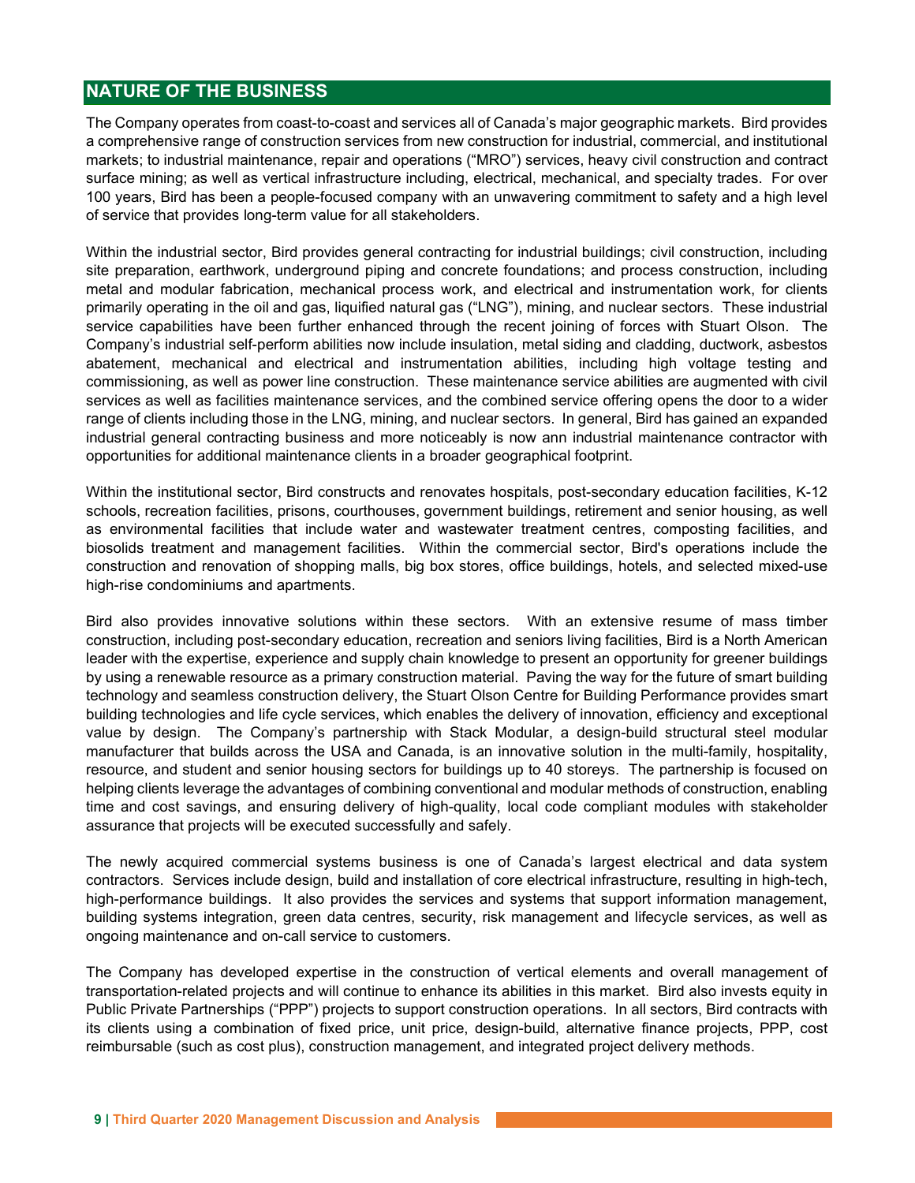## NATURE OF THE BUSINESS

The Company operates from coast-to-coast and services all of Canada's major geographic markets. Bird provides a comprehensive range of construction services from new construction for industrial, commercial, and institutional markets; to industrial maintenance, repair and operations ("MRO") services, heavy civil construction and contract surface mining; as well as vertical infrastructure including, electrical, mechanical, and specialty trades. For over 100 years, Bird has been a people-focused company with an unwavering commitment to safety and a high level of service that provides long-term value for all stakeholders.

Within the industrial sector, Bird provides general contracting for industrial buildings; civil construction, including site preparation, earthwork, underground piping and concrete foundations; and process construction, including metal and modular fabrication, mechanical process work, and electrical and instrumentation work, for clients primarily operating in the oil and gas, liquified natural gas ("LNG"), mining, and nuclear sectors. These industrial service capabilities have been further enhanced through the recent joining of forces with Stuart Olson. The Company's industrial self-perform abilities now include insulation, metal siding and cladding, ductwork, asbestos abatement, mechanical and electrical and instrumentation abilities, including high voltage testing and commissioning, as well as power line construction. These maintenance service abilities are augmented with civil services as well as facilities maintenance services, and the combined service offering opens the door to a wider range of clients including those in the LNG, mining, and nuclear sectors. In general, Bird has gained an expanded industrial general contracting business and more noticeably is now ann industrial maintenance contractor with opportunities for additional maintenance clients in a broader geographical footprint.

Within the institutional sector, Bird constructs and renovates hospitals, post-secondary education facilities, K-12 schools, recreation facilities, prisons, courthouses, government buildings, retirement and senior housing, as well as environmental facilities that include water and wastewater treatment centres, composting facilities, and biosolids treatment and management facilities. Within the commercial sector, Bird's operations include the construction and renovation of shopping malls, big box stores, office buildings, hotels, and selected mixed-use high-rise condominiums and apartments.

Bird also provides innovative solutions within these sectors. With an extensive resume of mass timber construction, including post-secondary education, recreation and seniors living facilities, Bird is a North American leader with the expertise, experience and supply chain knowledge to present an opportunity for greener buildings by using a renewable resource as a primary construction material. Paving the way for the future of smart building technology and seamless construction delivery, the Stuart Olson Centre for Building Performance provides smart building technologies and life cycle services, which enables the delivery of innovation, efficiency and exceptional value by design. The Company's partnership with Stack Modular, a design-build structural steel modular manufacturer that builds across the USA and Canada, is an innovative solution in the multi-family, hospitality, resource, and student and senior housing sectors for buildings up to 40 storeys. The partnership is focused on helping clients leverage the advantages of combining conventional and modular methods of construction, enabling time and cost savings, and ensuring delivery of high-quality, local code compliant modules with stakeholder assurance that projects will be executed successfully and safely.

The newly acquired commercial systems business is one of Canada's largest electrical and data system contractors. Services include design, build and installation of core electrical infrastructure, resulting in high-tech, high-performance buildings. It also provides the services and systems that support information management, building systems integration, green data centres, security, risk management and lifecycle services, as well as ongoing maintenance and on-call service to customers.

The Company has developed expertise in the construction of vertical elements and overall management of transportation-related projects and will continue to enhance its abilities in this market. Bird also invests equity in Public Private Partnerships ("PPP") projects to support construction operations. In all sectors, Bird contracts with its clients using a combination of fixed price, unit price, design-build, alternative finance projects, PPP, cost reimbursable (such as cost plus), construction management, and integrated project delivery methods.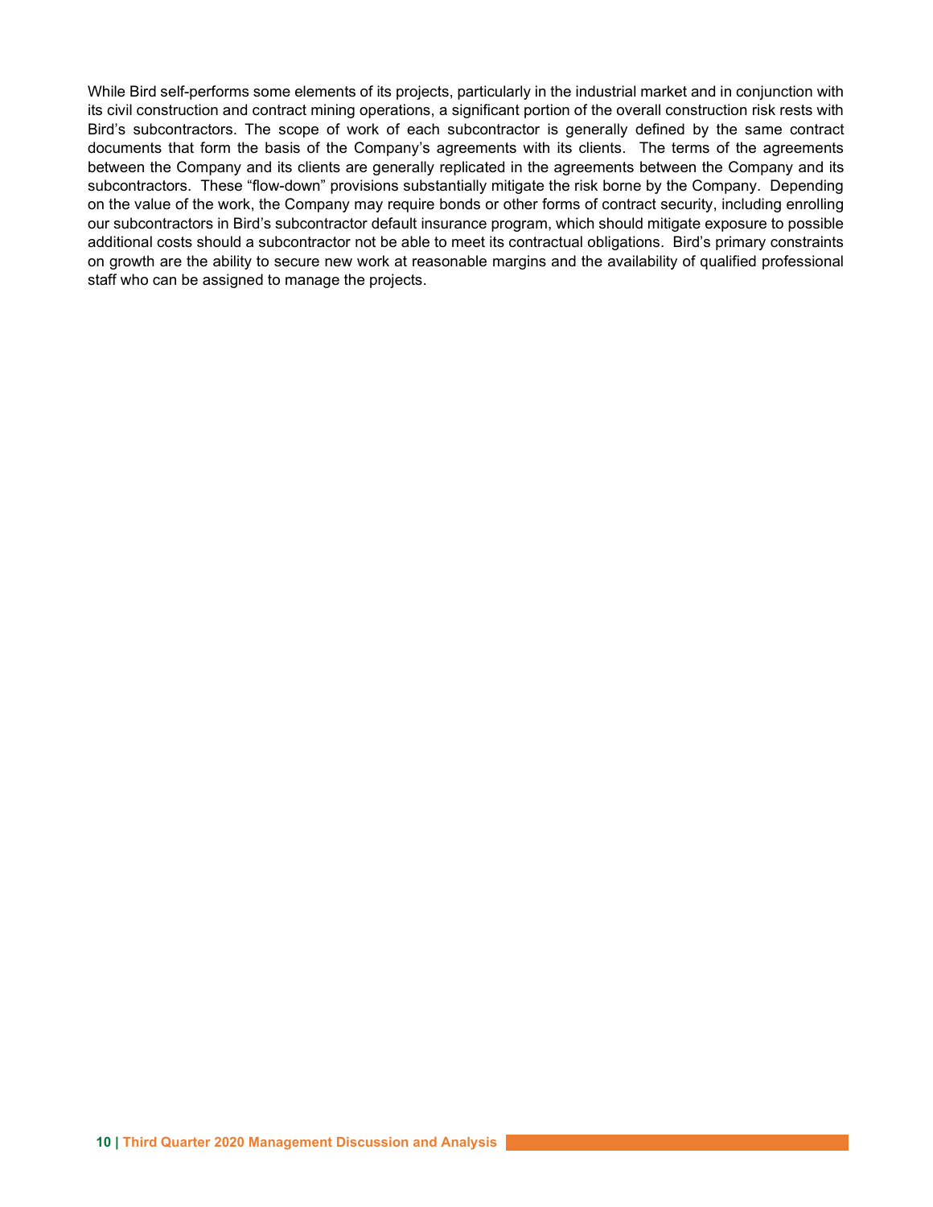While Bird self-performs some elements of its projects, particularly in the industrial market and in conjunction with its civil construction and contract mining operations, a significant portion of the overall construction risk rests with Bird's subcontractors. The scope of work of each subcontractor is generally defined by the same contract documents that form the basis of the Company's agreements with its clients. The terms of the agreements between the Company and its clients are generally replicated in the agreements between the Company and its subcontractors. These "flow-down" provisions substantially mitigate the risk borne by the Company. Depending on the value of the work, the Company may require bonds or other forms of contract security, including enrolling our subcontractors in Bird's subcontractor default insurance program, which should mitigate exposure to possible additional costs should a subcontractor not be able to meet its contractual obligations. Bird's primary constraints on growth are the ability to secure new work at reasonable margins and the availability of qualified professional staff who can be assigned to manage the projects.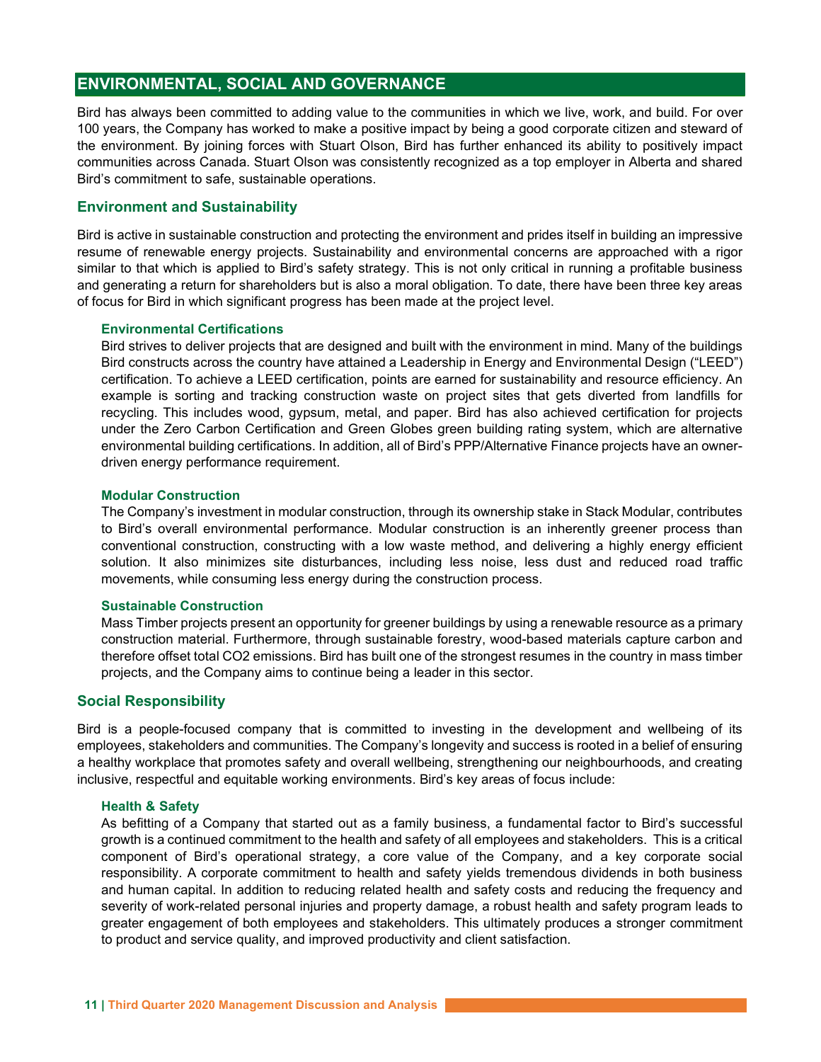## ENVIRONMENTAL, SOCIAL AND GOVERNANCE

Bird has always been committed to adding value to the communities in which we live, work, and build. For over 100 years, the Company has worked to make a positive impact by being a good corporate citizen and steward of the environment. By joining forces with Stuart Olson, Bird has further enhanced its ability to positively impact communities across Canada. Stuart Olson was consistently recognized as a top employer in Alberta and shared Bird's commitment to safe, sustainable operations.

### Environment and Sustainability

Bird is active in sustainable construction and protecting the environment and prides itself in building an impressive resume of renewable energy projects. Sustainability and environmental concerns are approached with a rigor similar to that which is applied to Bird's safety strategy. This is not only critical in running a profitable business and generating a return for shareholders but is also a moral obligation. To date, there have been three key areas of focus for Bird in which significant progress has been made at the project level.

#### Environmental Certifications

Bird strives to deliver projects that are designed and built with the environment in mind. Many of the buildings Bird constructs across the country have attained a Leadership in Energy and Environmental Design ("LEED") certification. To achieve a LEED certification, points are earned for sustainability and resource efficiency. An example is sorting and tracking construction waste on project sites that gets diverted from landfills for recycling. This includes wood, gypsum, metal, and paper. Bird has also achieved certification for projects under the Zero Carbon Certification and Green Globes green building rating system, which are alternative environmental building certifications. In addition, all of Bird's PPP/Alternative Finance projects have an owner-driven energy performance requirement.

#### Modular Construction

The Company's investment in modular construction, through its ownership stake in Stack Modular, contributes to Bird's overall environmental performance. Modular construction is an inherently greener process than conventional construction, constructing with a low waste method, and delivering a highly energy efficient solution. It also minimizes site disturbances, including less noise, less dust and reduced road traffic movements, while consuming less energy during the construction process.

#### Sustainable Construction

Mass Timber projects present an opportunity for greener buildings by using a renewable resource as a primary construction material. Furthermore, through sustainable forestry, wood-based materials capture carbon and therefore offset total $CO_2$ emissions. Bird has built one of the strongest resumes in the country in mass timber projects, and the Company aims to continue being a leader in this sector.

### Social Responsibility

Bird is a people-focused company that is committed to investing in the development and wellbeing of its employees, stakeholders and communities. The Company's longevity and success is rooted in a belief of ensuring a healthy workplace that promotes safety and overall wellbeing, strengthening our neighbourhoods, and creating inclusive, respectful and equitable working environments. Bird's key areas of focus include:

#### Health & Safety

As befitting of a Company that started out as a family business, a fundamental factor to Bird's successful growth is a continued commitment to the health and safety of all employees and stakeholders. This is a critical component of Bird's operational strategy, a core value of the Company, and a key corporate social responsibility. A corporate commitment to health and safety yields tremendous dividends in both business and human capital. In addition to reducing related health and safety costs and reducing the frequency and severity of work-related personal injuries and property damage, a robust health and safety program leads to greater engagement of both employees and stakeholders. This ultimately produces a stronger commitment to product and service quality, and improved productivity and client satisfaction.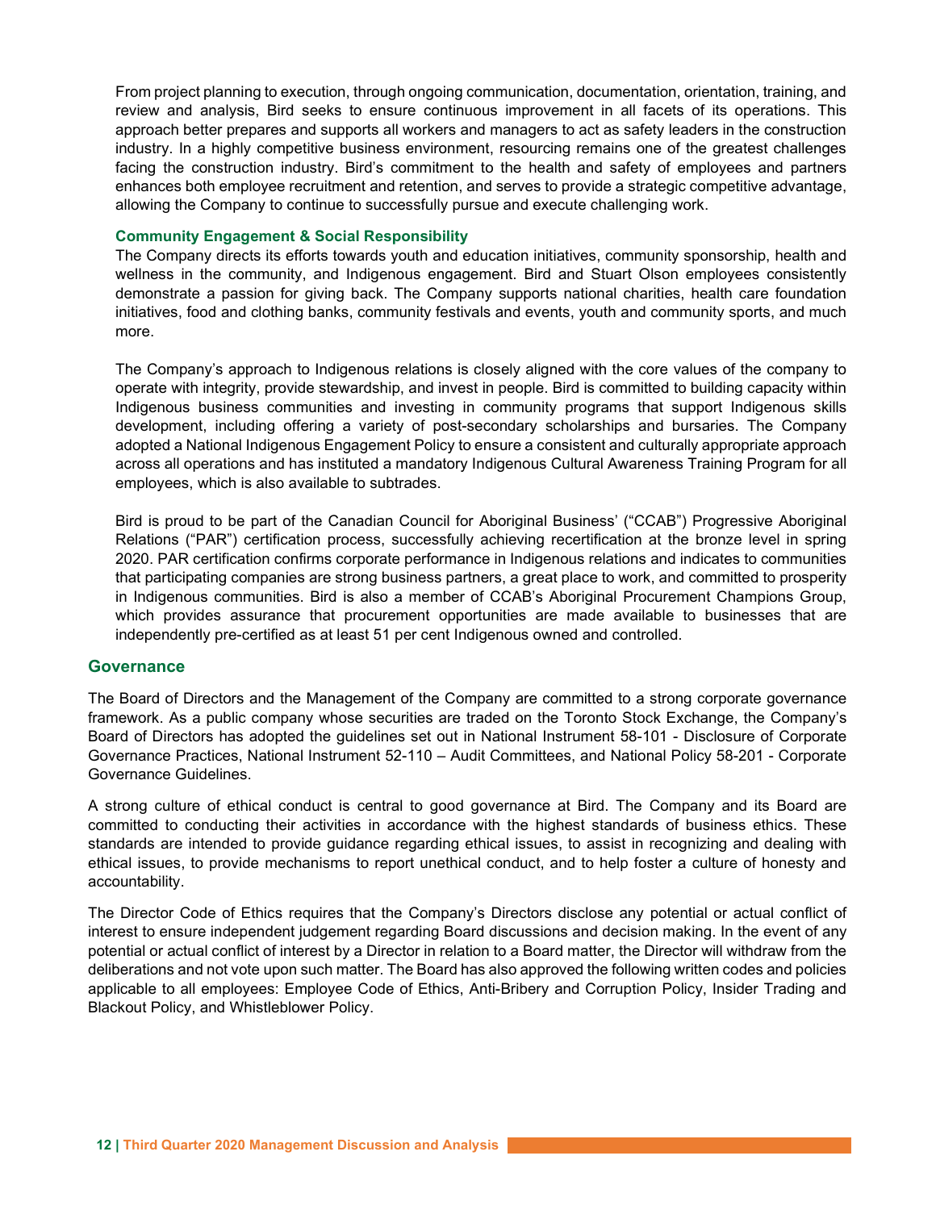From project planning to execution, through ongoing communication, documentation, orientation, training, and review and analysis, Bird seeks to ensure continuous improvement in all facets of its operations. This approach better prepares and supports all workers and managers to act as safety leaders in the construction industry. In a highly competitive business environment, resourcing remains one of the greatest challenges facing the construction industry. Bird's commitment to the health and safety of employees and partners enhances both employee recruitment and retention, and serves to provide a strategic competitive advantage, allowing the Company to continue to successfully pursue and execute challenging work.

### Community Engagement & Social Responsibility

The Company directs its efforts towards youth and education initiatives, community sponsorship, health and wellness in the community, and Indigenous engagement. Bird and Stuart Olson employees consistently demonstrate a passion for giving back. The Company supports national charities, health care foundation initiatives, food and clothing banks, community festivals and events, youth and community sports, and much more.

The Company's approach to Indigenous relations is closely aligned with the core values of the company to operate with integrity, provide stewardship, and invest in people. Bird is committed to building capacity within Indigenous business communities and investing in community programs that support Indigenous skills development, including offering a variety of post-secondary scholarships and bursaries. The Company adopted a National Indigenous Engagement Policy to ensure a consistent and culturally appropriate approach across all operations and has instituted a mandatory Indigenous Cultural Awareness Training Program for all employees, which is also available to subtrades.

Bird is proud to be part of the Canadian Council for Aboriginal Business' ("CCAB") Progressive Aboriginal Relations ("PAR") certification process, successfully achieving recertification at the bronze level in spring 2020. PAR certification confirms corporate performance in Indigenous relations and indicates to communities that participating companies are strong business partners, a great place to work, and committed to prosperity in Indigenous communities. Bird is also a member of CCAB's Aboriginal Procurement Champions Group, which provides assurance that procurement opportunities are made available to businesses that are independently pre-certified as at least 51 per cent Indigenous owned and controlled.

## Governance

The Board of Directors and the Management of the Company are committed to a strong corporate governance framework. As a public company whose securities are traded on the Toronto Stock Exchange, the Company's Board of Directors has adopted the guidelines set out in National Instrument 58-101 - Disclosure of Corporate Governance Practices, National Instrument 52-110 – Audit Committees, and National Policy 58-201 - Corporate Governance Guidelines.

A strong culture of ethical conduct is central to good governance at Bird. The Company and its Board are committed to conducting their activities in accordance with the highest standards of business ethics. These standards are intended to provide guidance regarding ethical issues, to assist in recognizing and dealing with ethical issues, to provide mechanisms to report unethical conduct, and to help foster a culture of honesty and accountability.

The Director Code of Ethics requires that the Company's Directors disclose any potential or actual conflict of interest to ensure independent judgement regarding Board discussions and decision making. In the event of any potential or actual conflict of interest by a Director in relation to a Board matter, the Director will withdraw from the deliberations and not vote upon such matter. The Board has also approved the following written codes and policies applicable to all employees: Employee Code of Ethics, Anti-Bribery and Corruption Policy, Insider Trading and Blackout Policy, and Whistleblower Policy.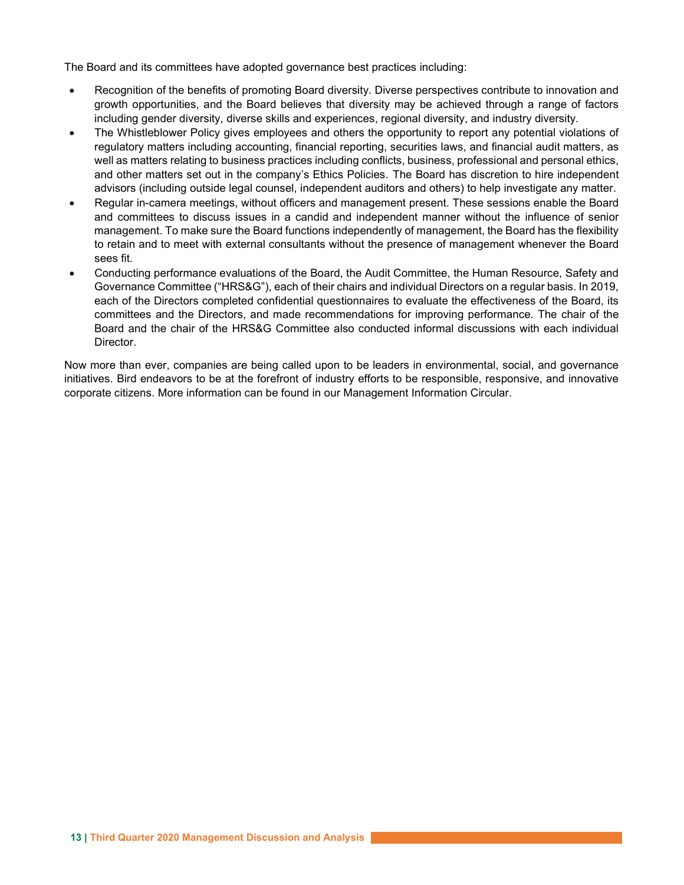The Board and its committees have adopted governance best practices including:

- Recognition of the benefits of promoting Board diversity. Diverse perspectives contribute to innovation and growth opportunities, and the Board believes that diversity may be achieved through a range of factors including gender diversity, diverse skills and experiences, regional diversity, and industry diversity.
- The Whistleblower Policy gives employees and others the opportunity to report any potential violations of regulatory matters including accounting, financial reporting, securities laws, and financial audit matters, as well as matters relating to business practices including conflicts, business, professional and personal ethics, and other matters set out in the company's Ethics Policies. The Board has discretion to hire independent advisors (including outside legal counsel, independent auditors and others) to help investigate any matter.
- Regular in-camera meetings, without officers and management present. These sessions enable the Board and committees to discuss issues in a candid and independent manner without the influence of senior management. To make sure the Board functions independently of management, the Board has the flexibility to retain and to meet with external consultants without the presence of management whenever the Board sees fit.
- Conducting performance evaluations of the Board, the Audit Committee, the Human Resource, Safety and Governance Committee ("HRS&G"), each of their chairs and individual Directors on a regular basis. In 2019, each of the Directors completed confidential questionnaires to evaluate the effectiveness of the Board, its committees and the Directors, and made recommendations for improving performance. The chair of the Board and the chair of the HRS&G Committee also conducted informal discussions with each individual Director.

Now more than ever, companies are being called upon to be leaders in environmental, social, and governance initiatives. Bird endeavors to be at the forefront of industry efforts to be responsible, responsive, and innovative corporate citizens. More information can be found in our Management Information Circular.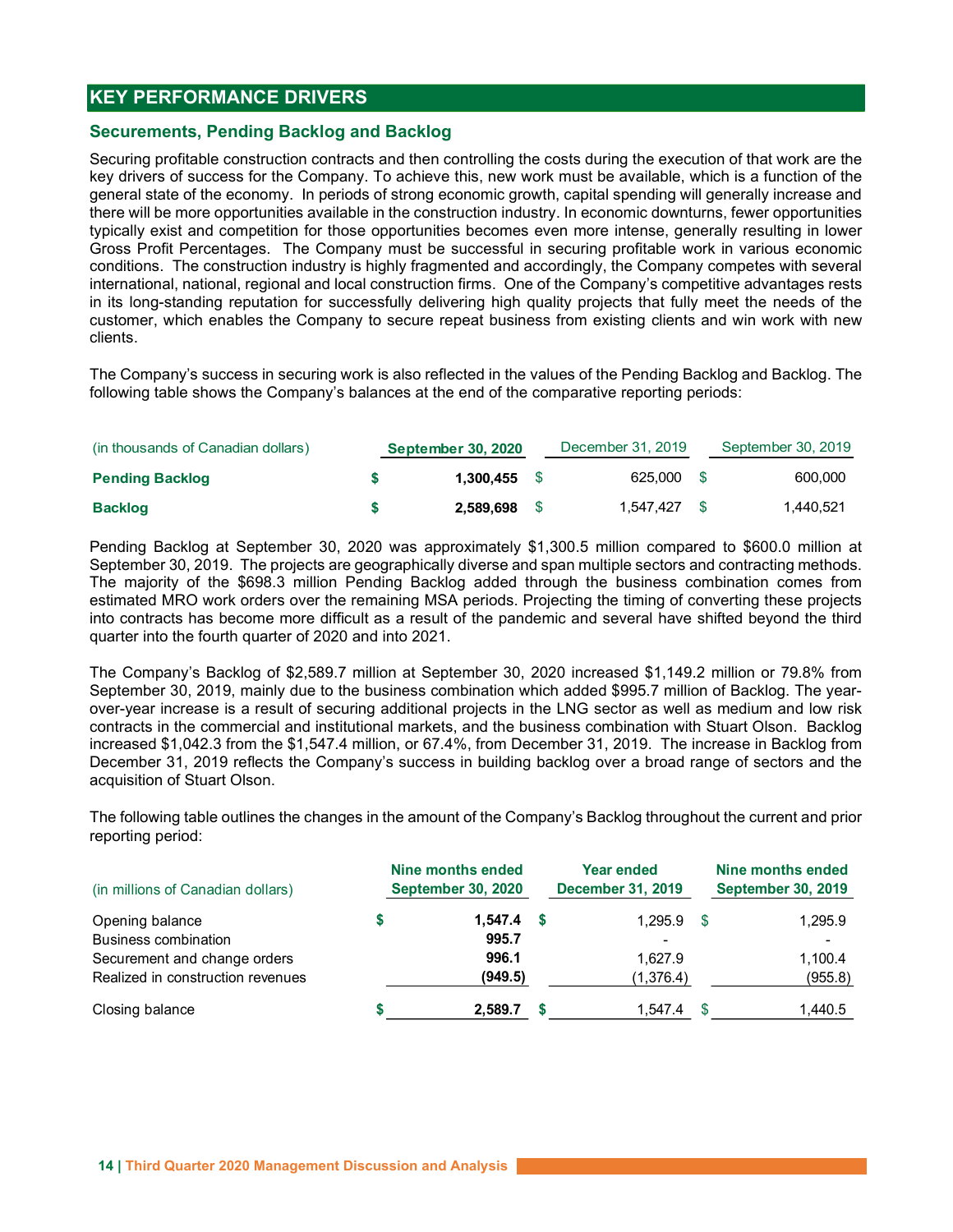## KEY PERFORMANCE DRIVERS

### Securements, Pending Backlog and Backlog

Securing profitable construction contracts and then controlling the costs during the execution of that work are the key drivers of success for the Company. To achieve this, new work must be available, which is a function of the general state of the economy. In periods of strong economic growth, capital spending will generally increase and there will be more opportunities available in the construction industry. In economic downturns, fewer opportunities typically exist and competition for those opportunities becomes even more intense, generally resulting in lower Gross Profit Percentages. The Company must be successful in securing profitable work in various economic conditions. The construction industry is highly fragmented and accordingly, the Company competes with several international, national, regional and local construction firms. One of the Company's competitive advantages rests in its long-standing reputation for successfully delivering high quality projects that fully meet the needs of the customer, which enables the Company to secure repeat business from existing clients and win work with new clients.

The Company's success in securing work is also reflected in the values of the Pending Backlog and Backlog. The following table shows the Company's balances at the end of the comparative reporting periods:

| (in thousands of Canadian dollars) | **September 30, 2020** | December 31, 2019 | September 30, 2019 |
|---|---|---|---|
| **Pending Backlog** | **$ 1,300,455** | $ 625,000 | $ 600,000 |
| **Backlog** | **$ 2,589,698** | $ 1,547,427 | $ 1,440,521 |

Pending Backlog at September 30, 2020 was approximately $1,300.5 million compared to $600.0 million at September 30, 2019. The projects are geographically diverse and span multiple sectors and contracting methods. The majority of the $698.3 million Pending Backlog added through the business combination comes from estimated MRO work orders over the remaining MSA periods. Projecting the timing of converting these projects into contracts has become more difficult as a result of the pandemic and several have shifted beyond the third quarter into the fourth quarter of 2020 and into 2021.

The Company's Backlog of $2,589.7 million at September 30, 2020 increased $1,149.2 million or 79.8% from September 30, 2019, mainly due to the business combination which added $995.7 million of Backlog. The year-over-year increase is a result of securing additional projects in the LNG sector as well as medium and low risk contracts in the commercial and institutional markets, and the business combination with Stuart Olson. Backlog increased $1,042.3 from the $1,547.4 million, or 67.4%, from December 31, 2019. The increase in Backlog from December 31, 2019 reflects the Company's success in building backlog over a broad range of sectors and the acquisition of Stuart Olson.

The following table outlines the changes in the amount of the Company's Backlog throughout the current and prior reporting period:

| (in millions of Canadian dollars) | **Nine months ended September 30, 2020** | **Year ended December 31, 2019** | **Nine months ended September 30, 2019** |
|---|---|---|---|
| Opening balance | **$ 1,547.4** | $ 1,295.9 | $ 1,295.9 |
| Business combination | **995.7** | - | - |
| Securement and change orders | **996.1** | 1,627.9 | 1,100.4 |
| Realized in construction revenues | **(949.5)** | (1,376.4) | (955.8) |
| Closing balance | **$ 2,589.7** | $ 1,547.4 | $ 1,440.5 |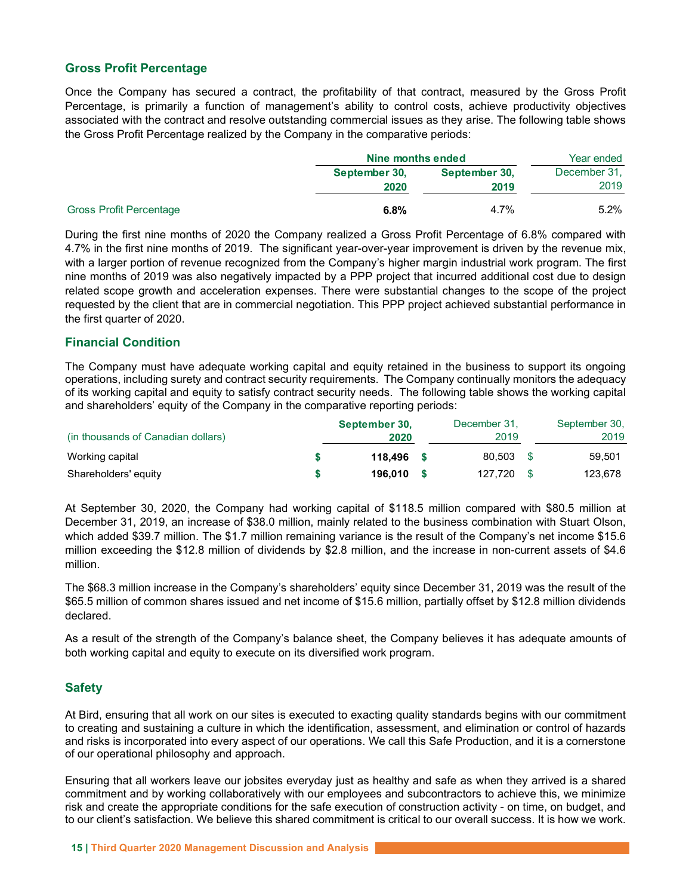## Gross Profit Percentage

Once the Company has secured a contract, the profitability of that contract, measured by the Gross Profit Percentage, is primarily a function of management's ability to control costs, achieve productivity objectives associated with the contract and resolve outstanding commercial issues as they arise. The following table shows the Gross Profit Percentage realized by the Company in the comparative periods:

| | Nine months ended | | Year ended |
|---|---|---|---|
| | **September 30, 2020** | September 30, 2019 | December 31, 2019 |
| Gross Profit Percentage | **6.8%** | 4.7% | 5.2% |

During the first nine months of 2020 the Company realized a Gross Profit Percentage of 6.8% compared with 4.7% in the first nine months of 2019. The significant year-over-year improvement is driven by the revenue mix, with a larger portion of revenue recognized from the Company's higher margin industrial work program. The first nine months of 2019 was also negatively impacted by a PPP project that incurred additional cost due to design related scope growth and acceleration expenses. There were substantial changes to the scope of the project requested by the client that are in commercial negotiation. This PPP project achieved substantial performance in the first quarter of 2020.

## Financial Condition

The Company must have adequate working capital and equity retained in the business to support its ongoing operations, including surety and contract security requirements. The Company continually monitors the adequacy of its working capital and equity to satisfy contract security needs. The following table shows the working capital and shareholders' equity of the Company in the comparative reporting periods:

| (in thousands of Canadian dollars) | **September 30, 2020** | December 31, 2019 | September 30, 2019 |
|---|---|---|---|
| Working capital | **$ 118,496** | $ 80,503 | $ 59,501 |
| Shareholders' equity | **$ 196,010** | $ 127,720 | $ 123,678 |

At September 30, 2020, the Company had working capital of $118.5 million compared with $80.5 million at December 31, 2019, an increase of $38.0 million, mainly related to the business combination with Stuart Olson, which added $39.7 million. The $1.7 million remaining variance is the result of the Company's net income $15.6 million exceeding the $12.8 million of dividends by $2.8 million, and the increase in non-current assets of $4.6 million.

The $68.3 million increase in the Company's shareholders' equity since December 31, 2019 was the result of the $65.5 million of common shares issued and net income of $15.6 million, partially offset by $12.8 million dividends declared.

As a result of the strength of the Company's balance sheet, the Company believes it has adequate amounts of both working capital and equity to execute on its diversified work program.

## Safety

At Bird, ensuring that all work on our sites is executed to exacting quality standards begins with our commitment to creating and sustaining a culture in which the identification, assessment, and elimination or control of hazards and risks is incorporated into every aspect of our operations. We call this Safe Production, and it is a cornerstone of our operational philosophy and approach.

Ensuring that all workers leave our jobsites everyday just as healthy and safe as when they arrived is a shared commitment and by working collaboratively with our employees and subcontractors to achieve this, we minimize risk and create the appropriate conditions for the safe execution of construction activity - on time, on budget, and to our client's satisfaction. We believe this shared commitment is critical to our overall success. It is how we work.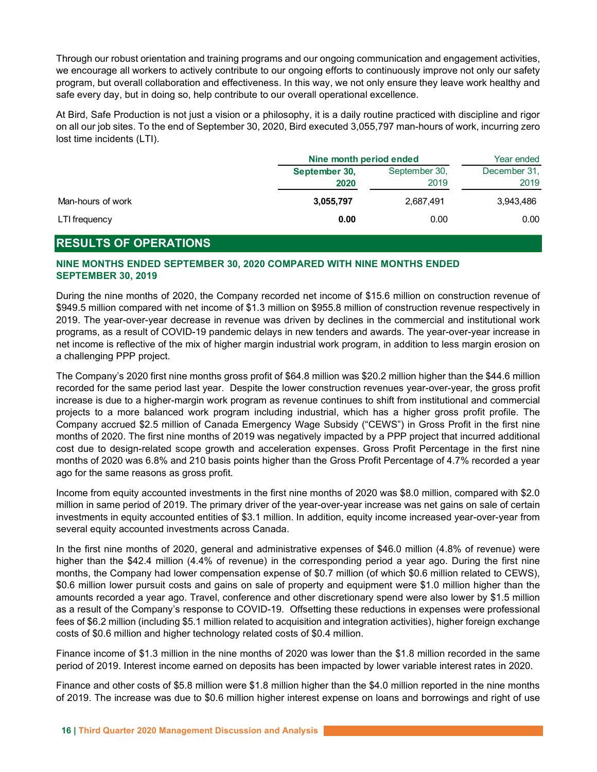Through our robust orientation and training programs and our ongoing communication and engagement activities, we encourage all workers to actively contribute to our ongoing efforts to continuously improve not only our safety program, but overall collaboration and effectiveness. In this way, we not only ensure they leave work healthy and safe every day, but in doing so, help contribute to our overall operational excellence.

At Bird, Safe Production is not just a vision or a philosophy, it is a daily routine practiced with discipline and rigor on all our job sites. To the end of September 30, 2020, Bird executed 3,055,797 man-hours of work, incurring zero lost time incidents (LTI).

| | Nine month period ended | | Year ended |
|---|---|---|---|
| | **September 30, 2020** | September 30, 2019 | December 31, 2019 |
| Man-hours of work | **3,055,797** | 2,687,491 | 3,943,486 |
| LTI frequency | **0.00** | 0.00 | 0.00 |

## RESULTS OF OPERATIONS

### NINE MONTHS ENDED SEPTEMBER 30, 2020 COMPARED WITH NINE MONTHS ENDED SEPTEMBER 30, 2019

During the nine months of 2020, the Company recorded net income of $15.6 million on construction revenue of $949.5 million compared with net income of $1.3 million on $955.8 million of construction revenue respectively in 2019. The year-over-year decrease in revenue was driven by declines in the commercial and institutional work programs, as a result of COVID-19 pandemic delays in new tenders and awards. The year-over-year increase in net income is reflective of the mix of higher margin industrial work program, in addition to less margin erosion on a challenging PPP project.

The Company's 2020 first nine months gross profit of $64.8 million was $20.2 million higher than the $44.6 million recorded for the same period last year. Despite the lower construction revenues year-over-year, the gross profit increase is due to a higher-margin work program as revenue continues to shift from institutional and commercial projects to a more balanced work program including industrial, which has a higher gross profit profile. The Company accrued $2.5 million of Canada Emergency Wage Subsidy ("CEWS") in Gross Profit in the first nine months of 2020. The first nine months of 2019 was negatively impacted by a PPP project that incurred additional cost due to design-related scope growth and acceleration expenses. Gross Profit Percentage in the first nine months of 2020 was 6.8% and 210 basis points higher than the Gross Profit Percentage of 4.7% recorded a year ago for the same reasons as gross profit.

Income from equity accounted investments in the first nine months of 2020 was $8.0 million, compared with $2.0 million in same period of 2019. The primary driver of the year-over-year increase was net gains on sale of certain investments in equity accounted entities of $3.1 million. In addition, equity income increased year-over-year from several equity accounted investments across Canada.

In the first nine months of 2020, general and administrative expenses of $46.0 million (4.8% of revenue) were higher than the $42.4 million (4.4% of revenue) in the corresponding period a year ago. During the first nine months, the Company had lower compensation expense of $0.7 million (of which $0.6 million related to CEWS), $0.6 million lower pursuit costs and gains on sale of property and equipment were $1.0 million higher than the amounts recorded a year ago. Travel, conference and other discretionary spend were also lower by $1.5 million as a result of the Company's response to COVID-19. Offsetting these reductions in expenses were professional fees of $6.2 million (including $5.1 million related to acquisition and integration activities), higher foreign exchange costs of $0.6 million and higher technology related costs of $0.4 million.

Finance income of $1.3 million in the nine months of 2020 was lower than the $1.8 million recorded in the same period of 2019. Interest income earned on deposits has been impacted by lower variable interest rates in 2020.

Finance and other costs of $5.8 million were $1.8 million higher than the $4.0 million reported in the nine months of 2019. The increase was due to $0.6 million higher interest expense on loans and borrowings and right of use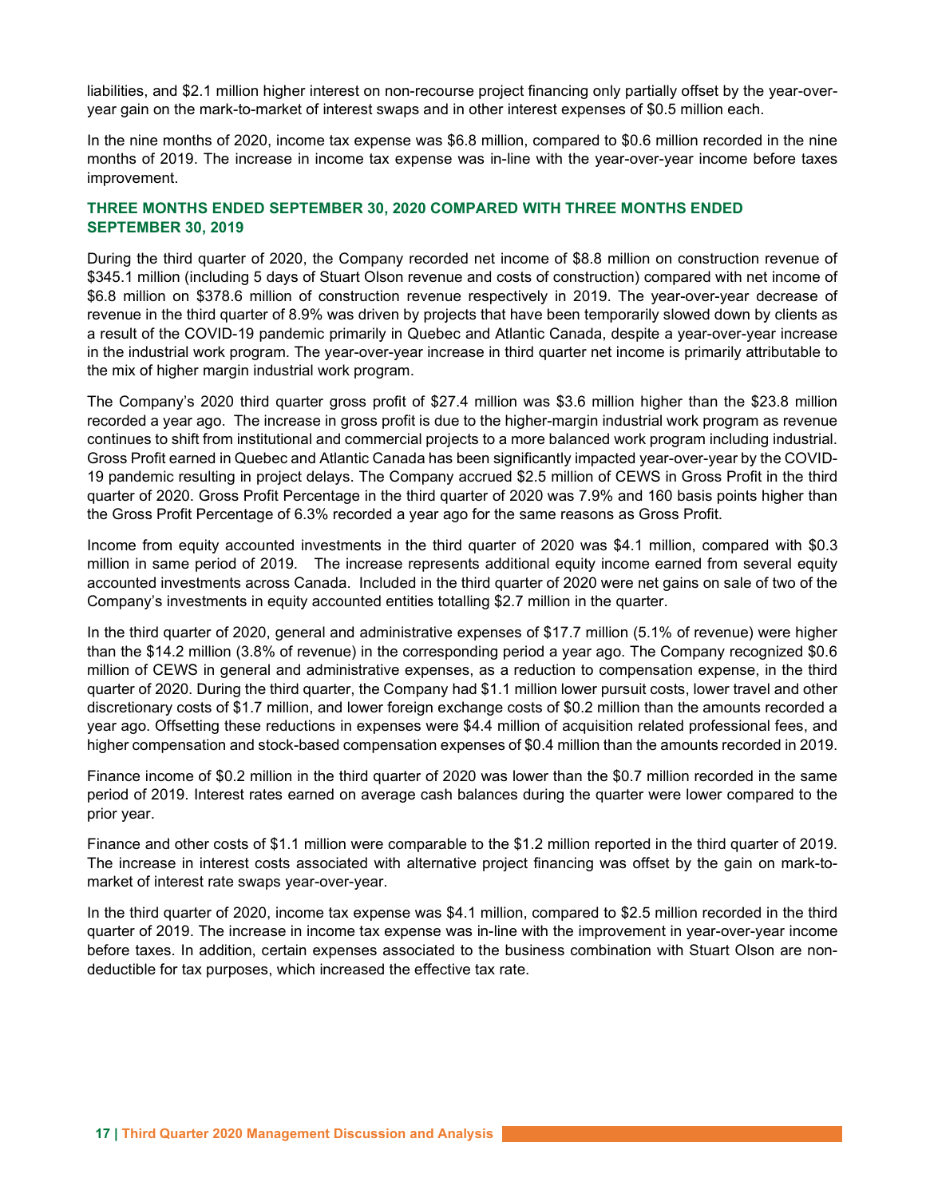liabilities, and $2.1 million higher interest on non-recourse project financing only partially offset by the year-over-year gain on the mark-to-market of interest swaps and in other interest expenses of $0.5 million each.

In the nine months of 2020, income tax expense was $6.8 million, compared to $0.6 million recorded in the nine months of 2019. The increase in income tax expense was in-line with the year-over-year income before taxes improvement.

## THREE MONTHS ENDED SEPTEMBER 30, 2020 COMPARED WITH THREE MONTHS ENDED SEPTEMBER 30, 2019

During the third quarter of 2020, the Company recorded net income of $8.8 million on construction revenue of $345.1 million (including 5 days of Stuart Olson revenue and costs of construction) compared with net income of $6.8 million on $378.6 million of construction revenue respectively in 2019. The year-over-year decrease of revenue in the third quarter of 8.9% was driven by projects that have been temporarily slowed down by clients as a result of the COVID-19 pandemic primarily in Quebec and Atlantic Canada, despite a year-over-year increase in the industrial work program. The year-over-year increase in third quarter net income is primarily attributable to the mix of higher margin industrial work program.

The Company's 2020 third quarter gross profit of $27.4 million was $3.6 million higher than the $23.8 million recorded a year ago. The increase in gross profit is due to the higher-margin industrial work program as revenue continues to shift from institutional and commercial projects to a more balanced work program including industrial. Gross Profit earned in Quebec and Atlantic Canada has been significantly impacted year-over-year by the COVID-19 pandemic resulting in project delays. The Company accrued $2.5 million of CEWS in Gross Profit in the third quarter of 2020. Gross Profit Percentage in the third quarter of 2020 was 7.9% and 160 basis points higher than the Gross Profit Percentage of 6.3% recorded a year ago for the same reasons as Gross Profit.

Income from equity accounted investments in the third quarter of 2020 was $4.1 million, compared with $0.3 million in same period of 2019. The increase represents additional equity income earned from several equity accounted investments across Canada. Included in the third quarter of 2020 were net gains on sale of two of the Company's investments in equity accounted entities totalling $2.7 million in the quarter.

In the third quarter of 2020, general and administrative expenses of $17.7 million (5.1% of revenue) were higher than the $14.2 million (3.8% of revenue) in the corresponding period a year ago. The Company recognized $0.6 million of CEWS in general and administrative expenses, as a reduction to compensation expense, in the third quarter of 2020. During the third quarter, the Company had $1.1 million lower pursuit costs, lower travel and other discretionary costs of $1.7 million, and lower foreign exchange costs of $0.2 million than the amounts recorded a year ago. Offsetting these reductions in expenses were $4.4 million of acquisition related professional fees, and higher compensation and stock-based compensation expenses of $0.4 million than the amounts recorded in 2019.

Finance income of $0.2 million in the third quarter of 2020 was lower than the $0.7 million recorded in the same period of 2019. Interest rates earned on average cash balances during the quarter were lower compared to the prior year.

Finance and other costs of $1.1 million were comparable to the $1.2 million reported in the third quarter of 2019. The increase in interest costs associated with alternative project financing was offset by the gain on mark-to-market of interest rate swaps year-over-year.

In the third quarter of 2020, income tax expense was $4.1 million, compared to $2.5 million recorded in the third quarter of 2019. The increase in income tax expense was in-line with the improvement in year-over-year income before taxes. In addition, certain expenses associated to the business combination with Stuart Olson are non-deductible for tax purposes, which increased the effective tax rate.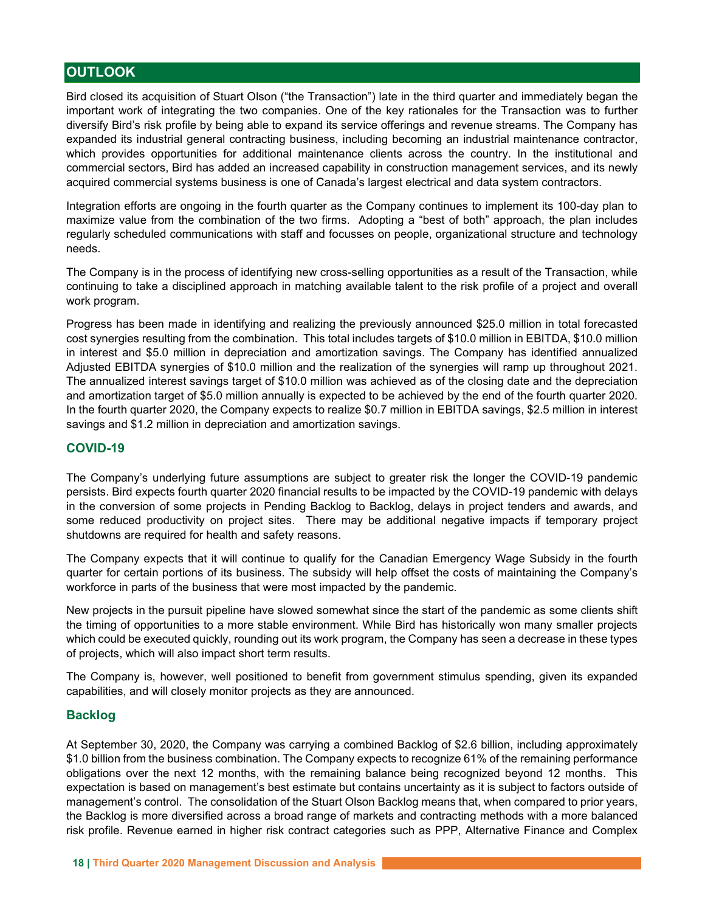## OUTLOOK

Bird closed its acquisition of Stuart Olson ("the Transaction") late in the third quarter and immediately began the important work of integrating the two companies. One of the key rationales for the Transaction was to further diversify Bird's risk profile by being able to expand its service offerings and revenue streams. The Company has expanded its industrial general contracting business, including becoming an industrial maintenance contractor, which provides opportunities for additional maintenance clients across the country. In the institutional and commercial sectors, Bird has added an increased capability in construction management services, and its newly acquired commercial systems business is one of Canada's largest electrical and data system contractors.

Integration efforts are ongoing in the fourth quarter as the Company continues to implement its 100-day plan to maximize value from the combination of the two firms. Adopting a "best of both" approach, the plan includes regularly scheduled communications with staff and focusses on people, organizational structure and technology needs.

The Company is in the process of identifying new cross-selling opportunities as a result of the Transaction, while continuing to take a disciplined approach in matching available talent to the risk profile of a project and overall work program.

Progress has been made in identifying and realizing the previously announced $25.0 million in total forecasted cost synergies resulting from the combination. This total includes targets of $10.0 million in EBITDA, $10.0 million in interest and $5.0 million in depreciation and amortization savings. The Company has identified annualized Adjusted EBITDA synergies of $10.0 million and the realization of the synergies will ramp up throughout 2021. The annualized interest savings target of $10.0 million was achieved as of the closing date and the depreciation and amortization target of $5.0 million annually is expected to be achieved by the end of the fourth quarter 2020. In the fourth quarter 2020, the Company expects to realize $0.7 million in EBITDA savings, $2.5 million in interest savings and $1.2 million in depreciation and amortization savings.

### COVID-19

The Company's underlying future assumptions are subject to greater risk the longer the COVID-19 pandemic persists. Bird expects fourth quarter 2020 financial results to be impacted by the COVID-19 pandemic with delays in the conversion of some projects in Pending Backlog to Backlog, delays in project tenders and awards, and some reduced productivity on project sites. There may be additional negative impacts if temporary project shutdowns are required for health and safety reasons.

The Company expects that it will continue to qualify for the Canadian Emergency Wage Subsidy in the fourth quarter for certain portions of its business. The subsidy will help offset the costs of maintaining the Company's workforce in parts of the business that were most impacted by the pandemic.

New projects in the pursuit pipeline have slowed somewhat since the start of the pandemic as some clients shift the timing of opportunities to a more stable environment. While Bird has historically won many smaller projects which could be executed quickly, rounding out its work program, the Company has seen a decrease in these types of projects, which will also impact short term results.

The Company is, however, well positioned to benefit from government stimulus spending, given its expanded capabilities, and will closely monitor projects as they are announced.

### Backlog

At September 30, 2020, the Company was carrying a combined Backlog of $2.6 billion, including approximately $1.0 billion from the business combination. The Company expects to recognize 61% of the remaining performance obligations over the next 12 months, with the remaining balance being recognized beyond 12 months. This expectation is based on management's best estimate but contains uncertainty as it is subject to factors outside of management's control. The consolidation of the Stuart Olson Backlog means that, when compared to prior years, the Backlog is more diversified across a broad range of markets and contracting methods with a more balanced risk profile. Revenue earned in higher risk contract categories such as PPP, Alternative Finance and Complex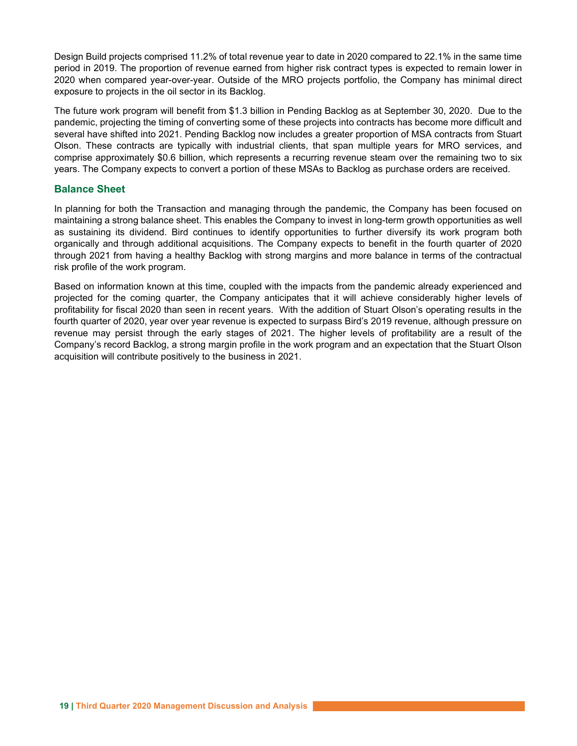Design Build projects comprised 11.2% of total revenue year to date in 2020 compared to 22.1% in the same time period in 2019. The proportion of revenue earned from higher risk contract types is expected to remain lower in 2020 when compared year-over-year. Outside of the MRO projects portfolio, the Company has minimal direct exposure to projects in the oil sector in its Backlog.

The future work program will benefit from $1.3 billion in Pending Backlog as at September 30, 2020. Due to the pandemic, projecting the timing of converting some of these projects into contracts has become more difficult and several have shifted into 2021. Pending Backlog now includes a greater proportion of MSA contracts from Stuart Olson. These contracts are typically with industrial clients, that span multiple years for MRO services, and comprise approximately $0.6 billion, which represents a recurring revenue steam over the remaining two to six years. The Company expects to convert a portion of these MSAs to Backlog as purchase orders are received.

## Balance Sheet

In planning for both the Transaction and managing through the pandemic, the Company has been focused on maintaining a strong balance sheet. This enables the Company to invest in long-term growth opportunities as well as sustaining its dividend. Bird continues to identify opportunities to further diversify its work program both organically and through additional acquisitions. The Company expects to benefit in the fourth quarter of 2020 through 2021 from having a healthy Backlog with strong margins and more balance in terms of the contractual risk profile of the work program.

Based on information known at this time, coupled with the impacts from the pandemic already experienced and projected for the coming quarter, the Company anticipates that it will achieve considerably higher levels of profitability for fiscal 2020 than seen in recent years. With the addition of Stuart Olson's operating results in the fourth quarter of 2020, year over year revenue is expected to surpass Bird's 2019 revenue, although pressure on revenue may persist through the early stages of 2021. The higher levels of profitability are a result of the Company's record Backlog, a strong margin profile in the work program and an expectation that the Stuart Olson acquisition will contribute positively to the business in 2021.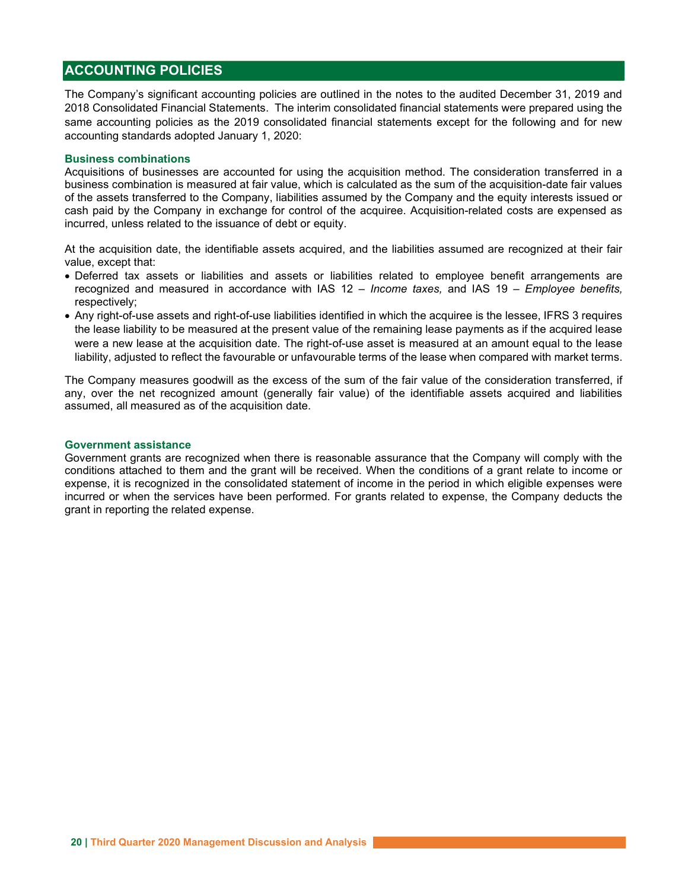## ACCOUNTING POLICIES

The Company's significant accounting policies are outlined in the notes to the audited December 31, 2019 and 2018 Consolidated Financial Statements. The interim consolidated financial statements were prepared using the same accounting policies as the 2019 consolidated financial statements except for the following and for new accounting standards adopted January 1, 2020:

### Business combinations

Acquisitions of businesses are accounted for using the acquisition method. The consideration transferred in a business combination is measured at fair value, which is calculated as the sum of the acquisition-date fair values of the assets transferred to the Company, liabilities assumed by the Company and the equity interests issued or cash paid by the Company in exchange for control of the acquiree. Acquisition-related costs are expensed as incurred, unless related to the issuance of debt or equity.

At the acquisition date, the identifiable assets acquired, and the liabilities assumed are recognized at their fair value, except that:

- Deferred tax assets or liabilities and assets or liabilities related to employee benefit arrangements are recognized and measured in accordance with IAS 12 – *Income taxes,* and IAS 19 – *Employee benefits,* respectively;
- Any right-of-use assets and right-of-use liabilities identified in which the acquiree is the lessee, IFRS 3 requires the lease liability to be measured at the present value of the remaining lease payments as if the acquired lease were a new lease at the acquisition date. The right-of-use asset is measured at an amount equal to the lease liability, adjusted to reflect the favourable or unfavourable terms of the lease when compared with market terms.

The Company measures goodwill as the excess of the sum of the fair value of the consideration transferred, if any, over the net recognized amount (generally fair value) of the identifiable assets acquired and liabilities assumed, all measured as of the acquisition date.

### Government assistance

Government grants are recognized when there is reasonable assurance that the Company will comply with the conditions attached to them and the grant will be received. When the conditions of a grant relate to income or expense, it is recognized in the consolidated statement of income in the period in which eligible expenses were incurred or when the services have been performed. For grants related to expense, the Company deducts the grant in reporting the related expense.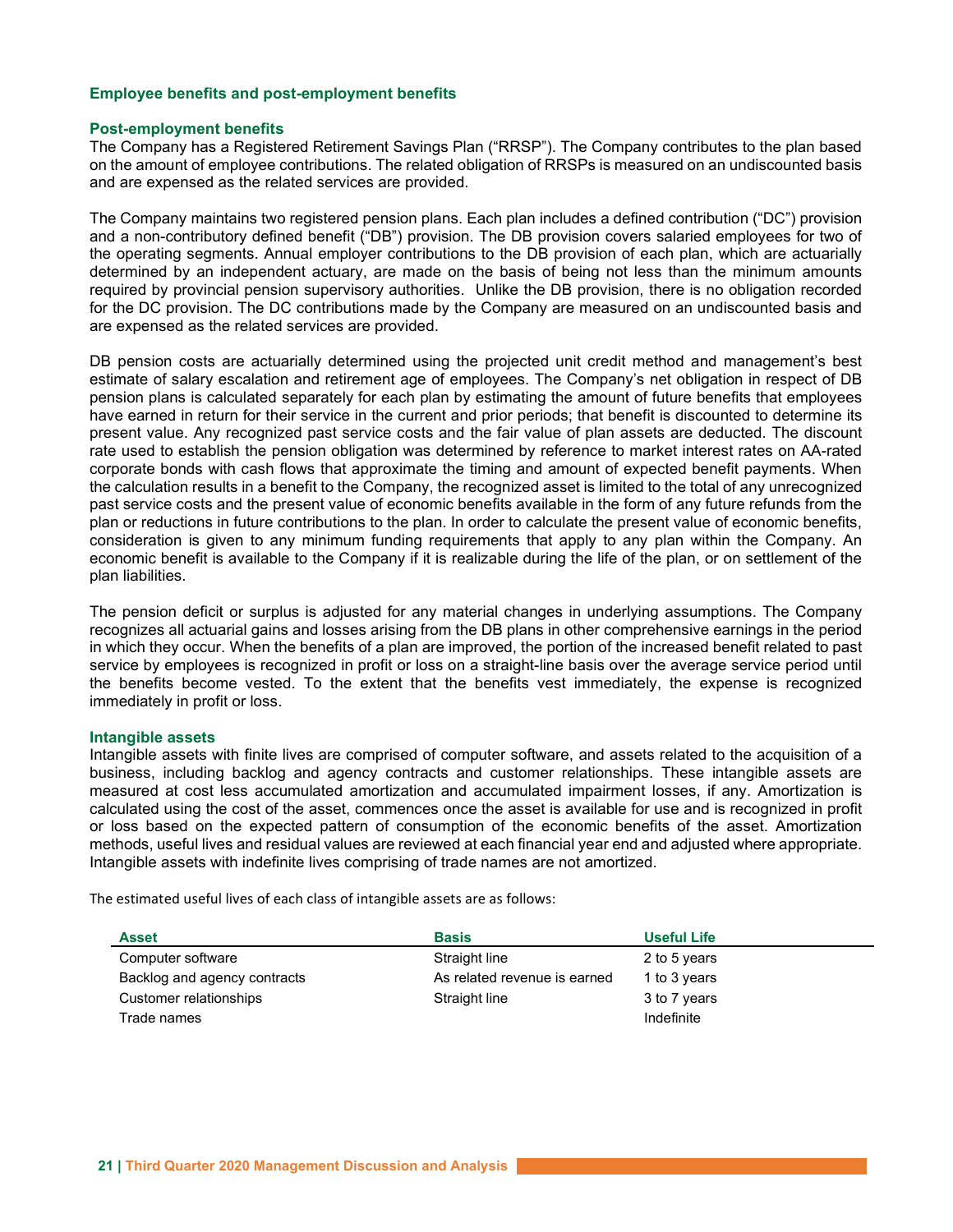### Employee benefits and post-employment benefits

#### Post-employment benefits

The Company has a Registered Retirement Savings Plan ("RRSP"). The Company contributes to the plan based on the amount of employee contributions. The related obligation of RRSPs is measured on an undiscounted basis and are expensed as the related services are provided.

The Company maintains two registered pension plans. Each plan includes a defined contribution ("DC") provision and a non-contributory defined benefit ("DB") provision. The DB provision covers salaried employees for two of the operating segments. Annual employer contributions to the DB provision of each plan, which are actuarially determined by an independent actuary, are made on the basis of being not less than the minimum amounts required by provincial pension supervisory authorities. Unlike the DB provision, there is no obligation recorded for the DC provision. The DC contributions made by the Company are measured on an undiscounted basis and are expensed as the related services are provided.

DB pension costs are actuarially determined using the projected unit credit method and management's best estimate of salary escalation and retirement age of employees. The Company's net obligation in respect of DB pension plans is calculated separately for each plan by estimating the amount of future benefits that employees have earned in return for their service in the current and prior periods; that benefit is discounted to determine its present value. Any recognized past service costs and the fair value of plan assets are deducted. The discount rate used to establish the pension obligation was determined by reference to market interest rates on AA-rated corporate bonds with cash flows that approximate the timing and amount of expected benefit payments. When the calculation results in a benefit to the Company, the recognized asset is limited to the total of any unrecognized past service costs and the present value of economic benefits available in the form of any future refunds from the plan or reductions in future contributions to the plan. In order to calculate the present value of economic benefits, consideration is given to any minimum funding requirements that apply to any plan within the Company. An economic benefit is available to the Company if it is realizable during the life of the plan, or on settlement of the plan liabilities.

The pension deficit or surplus is adjusted for any material changes in underlying assumptions. The Company recognizes all actuarial gains and losses arising from the DB plans in other comprehensive earnings in the period in which they occur. When the benefits of a plan are improved, the portion of the increased benefit related to past service by employees is recognized in profit or loss on a straight-line basis over the average service period until the benefits become vested. To the extent that the benefits vest immediately, the expense is recognized immediately in profit or loss.

#### Intangible assets

Intangible assets with finite lives are comprised of computer software, and assets related to the acquisition of a business, including backlog and agency contracts and customer relationships. These intangible assets are measured at cost less accumulated amortization and accumulated impairment losses, if any. Amortization is calculated using the cost of the asset, commences once the asset is available for use and is recognized in profit or loss based on the expected pattern of consumption of the economic benefits of the asset. Amortization methods, useful lives and residual values are reviewed at each financial year end and adjusted where appropriate. Intangible assets with indefinite lives comprising of trade names are not amortized.

The estimated useful lives of each class of intangible assets are as follows:

| Asset | Basis | Useful Life |
|---|---|---|
| Computer software | Straight line | 2 to 5 years |
| Backlog and agency contracts | As related revenue is earned | 1 to 3 years |
| Customer relationships | Straight line | 3 to 7 years |
| Trade names | | Indefinite |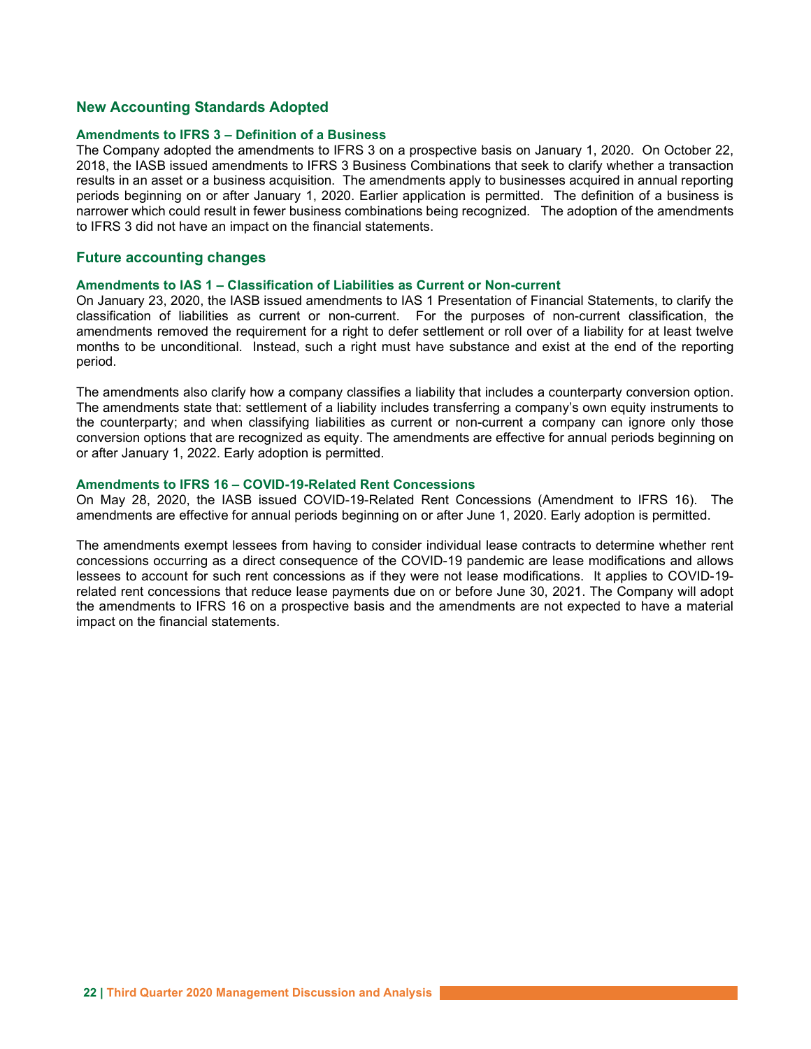## New Accounting Standards Adopted

### Amendments to IFRS 3 – Definition of a Business

The Company adopted the amendments to IFRS 3 on a prospective basis on January 1, 2020. On October 22, 2018, the IASB issued amendments to IFRS 3 Business Combinations that seek to clarify whether a transaction results in an asset or a business acquisition. The amendments apply to businesses acquired in annual reporting periods beginning on or after January 1, 2020. Earlier application is permitted. The definition of a business is narrower which could result in fewer business combinations being recognized. The adoption of the amendments to IFRS 3 did not have an impact on the financial statements.

## Future accounting changes

### Amendments to IAS 1 – Classification of Liabilities as Current or Non-current

On January 23, 2020, the IASB issued amendments to IAS 1 Presentation of Financial Statements, to clarify the classification of liabilities as current or non-current. For the purposes of non-current classification, the amendments removed the requirement for a right to defer settlement or roll over of a liability for at least twelve months to be unconditional. Instead, such a right must have substance and exist at the end of the reporting period.

The amendments also clarify how a company classifies a liability that includes a counterparty conversion option. The amendments state that: settlement of a liability includes transferring a company's own equity instruments to the counterparty; and when classifying liabilities as current or non-current a company can ignore only those conversion options that are recognized as equity. The amendments are effective for annual periods beginning on or after January 1, 2022. Early adoption is permitted.

### Amendments to IFRS 16 – COVID-19-Related Rent Concessions

On May 28, 2020, the IASB issued COVID-19-Related Rent Concessions (Amendment to IFRS 16). The amendments are effective for annual periods beginning on or after June 1, 2020. Early adoption is permitted.

The amendments exempt lessees from having to consider individual lease contracts to determine whether rent concessions occurring as a direct consequence of the COVID-19 pandemic are lease modifications and allows lessees to account for such rent concessions as if they were not lease modifications. It applies to COVID-19-related rent concessions that reduce lease payments due on or before June 30, 2021. The Company will adopt the amendments to IFRS 16 on a prospective basis and the amendments are not expected to have a material impact on the financial statements.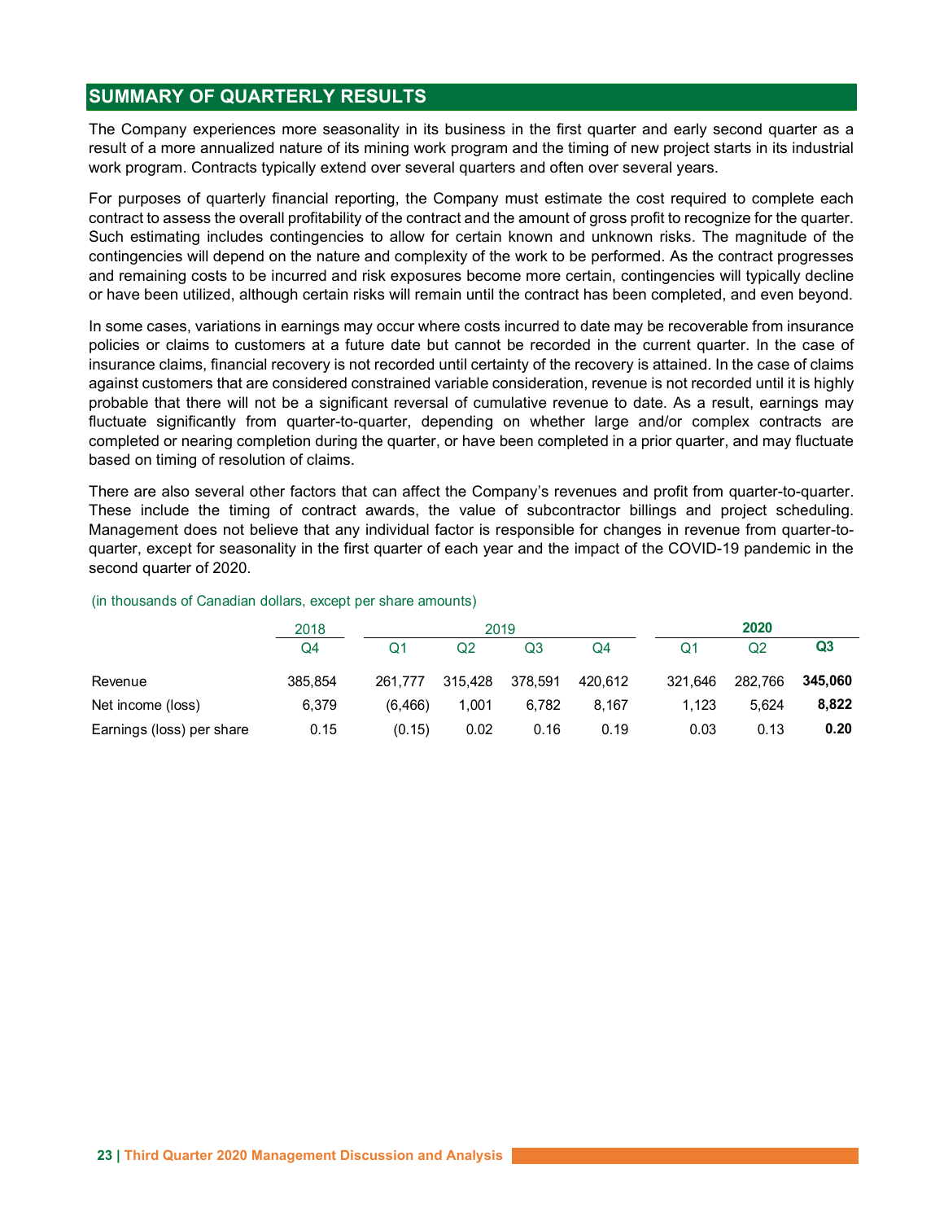## SUMMARY OF QUARTERLY RESULTS

The Company experiences more seasonality in its business in the first quarter and early second quarter as a result of a more annualized nature of its mining work program and the timing of new project starts in its industrial work program. Contracts typically extend over several quarters and often over several years.

For purposes of quarterly financial reporting, the Company must estimate the cost required to complete each contract to assess the overall profitability of the contract and the amount of gross profit to recognize for the quarter. Such estimating includes contingencies to allow for certain known and unknown risks. The magnitude of the contingencies will depend on the nature and complexity of the work to be performed. As the contract progresses and remaining costs to be incurred and risk exposures become more certain, contingencies will typically decline or have been utilized, although certain risks will remain until the contract has been completed, and even beyond.

In some cases, variations in earnings may occur where costs incurred to date may be recoverable from insurance policies or claims to customers at a future date but cannot be recorded in the current quarter. In the case of insurance claims, financial recovery is not recorded until certainty of the recovery is attained. In the case of claims against customers that are considered constrained variable consideration, revenue is not recorded until it is highly probable that there will not be a significant reversal of cumulative revenue to date. As a result, earnings may fluctuate significantly from quarter-to-quarter, depending on whether large and/or complex contracts are completed or nearing completion during the quarter, or have been completed in a prior quarter, and may fluctuate based on timing of resolution of claims.

There are also several other factors that can affect the Company's revenues and profit from quarter-to-quarter. These include the timing of contract awards, the value of subcontractor billings and project scheduling. Management does not believe that any individual factor is responsible for changes in revenue from quarter-to-quarter, except for seasonality in the first quarter of each year and the impact of the COVID-19 pandemic in the second quarter of 2020.

(in thousands of Canadian dollars, except per share amounts)

| | 2018 | 2019 | | | | **2020** | | |
|---|---|---|---|---|---|---|---|---|
| | Q4 | Q1 | Q2 | Q3 | Q4 | Q1 | Q2 | **Q3** |
| Revenue | 385,854 | 261,777 | 315,428 | 378,591 | 420,612 | 321,646 | 282,766 | **345,060** |
| Net income (loss) | 6,379 | (6,466) | 1,001 | 6,782 | 8,167 | 1,123 | 5,624 | **8,822** |
| Earnings (loss) per share | 0.15 | (0.15) | 0.02 | 0.16 | 0.19 | 0.03 | 0.13 | **0.20** |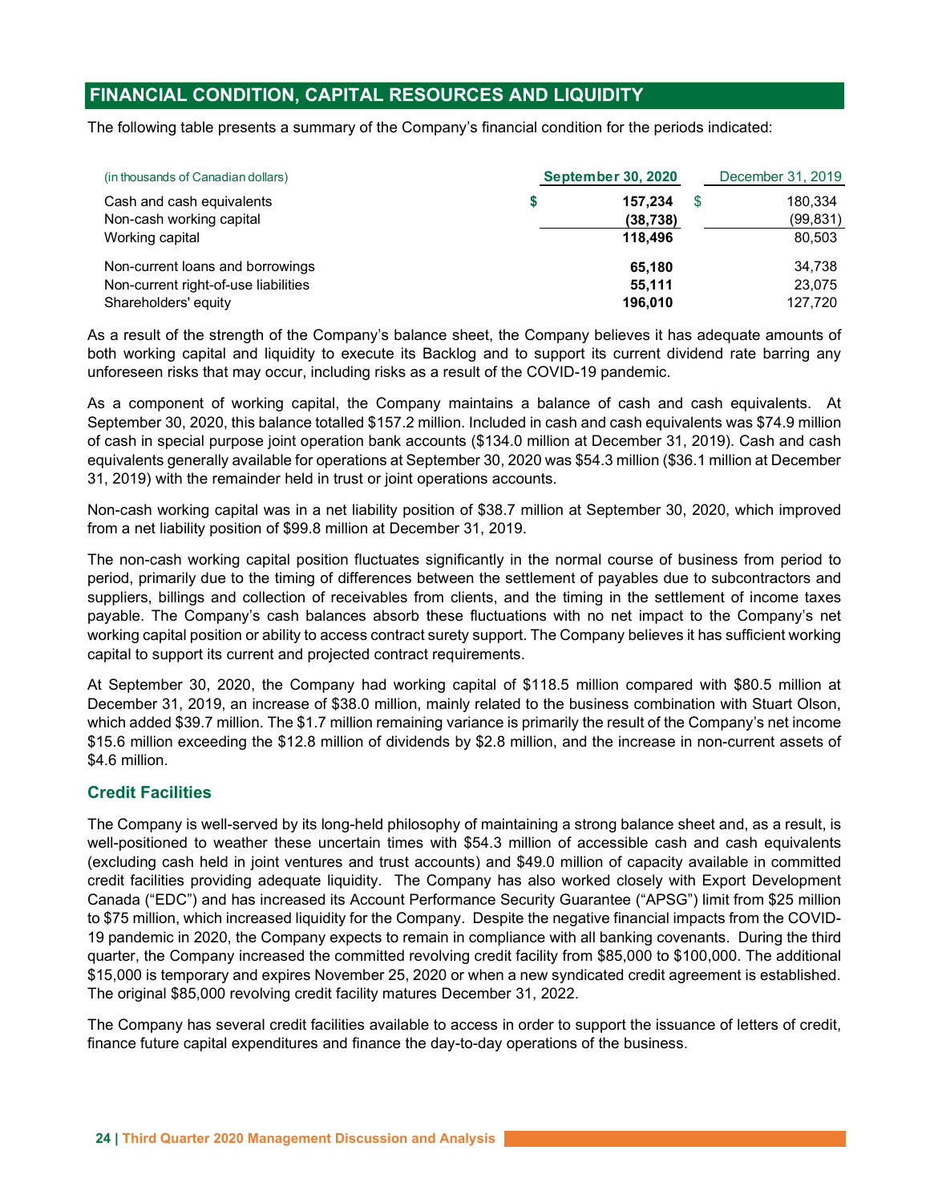## FINANCIAL CONDITION, CAPITAL RESOURCES AND LIQUIDITY

The following table presents a summary of the Company's financial condition for the periods indicated:

| (in thousands of Canadian dollars) | **September 30, 2020** | December 31, 2019 |
|---|---|---|
| Cash and cash equivalents | **$ 157,234** | $ 180,334 |
| Non-cash working capital | **(38,738)** | (99,831) |
| Working capital | **118,496** | 80,503 |
| Non-current loans and borrowings | **65,180** | 34,738 |
| Non-current right-of-use liabilities | **55,111** | 23,075 |
| Shareholders' equity | **196,010** | 127,720 |

As a result of the strength of the Company's balance sheet, the Company believes it has adequate amounts of both working capital and liquidity to execute its Backlog and to support its current dividend rate barring any unforeseen risks that may occur, including risks as a result of the COVID-19 pandemic.

As a component of working capital, the Company maintains a balance of cash and cash equivalents. At September 30, 2020, this balance totalled $157.2 million. Included in cash and cash equivalents was $74.9 million of cash in special purpose joint operation bank accounts ($134.0 million at December 31, 2019). Cash and cash equivalents generally available for operations at September 30, 2020 was $54.3 million ($36.1 million at December 31, 2019) with the remainder held in trust or joint operations accounts.

Non-cash working capital was in a net liability position of $38.7 million at September 30, 2020, which improved from a net liability position of $99.8 million at December 31, 2019.

The non-cash working capital position fluctuates significantly in the normal course of business from period to period, primarily due to the timing of differences between the settlement of payables due to subcontractors and suppliers, billings and collection of receivables from clients, and the timing in the settlement of income taxes payable. The Company's cash balances absorb these fluctuations with no net impact to the Company's net working capital position or ability to access contract surety support. The Company believes it has sufficient working capital to support its current and projected contract requirements.

At September 30, 2020, the Company had working capital of $118.5 million compared with $80.5 million at December 31, 2019, an increase of $38.0 million, mainly related to the business combination with Stuart Olson, which added $39.7 million. The $1.7 million remaining variance is primarily the result of the Company's net income $15.6 million exceeding the $12.8 million of dividends by $2.8 million, and the increase in non-current assets of $4.6 million.

### Credit Facilities

The Company is well-served by its long-held philosophy of maintaining a strong balance sheet and, as a result, is well-positioned to weather these uncertain times with $54.3 million of accessible cash and cash equivalents (excluding cash held in joint ventures and trust accounts) and $49.0 million of capacity available in committed credit facilities providing adequate liquidity. The Company has also worked closely with Export Development Canada ("EDC") and has increased its Account Performance Security Guarantee ("APSG") limit from $25 million to $75 million, which increased liquidity for the Company. Despite the negative financial impacts from the COVID-19 pandemic in 2020, the Company expects to remain in compliance with all banking covenants. During the third quarter, the Company increased the committed revolving credit facility from $85,000 to $100,000. The additional $15,000 is temporary and expires November 25, 2020 or when a new syndicated credit agreement is established. The original $85,000 revolving credit facility matures December 31, 2022.

The Company has several credit facilities available to access in order to support the issuance of letters of credit, finance future capital expenditures and finance the day-to-day operations of the business.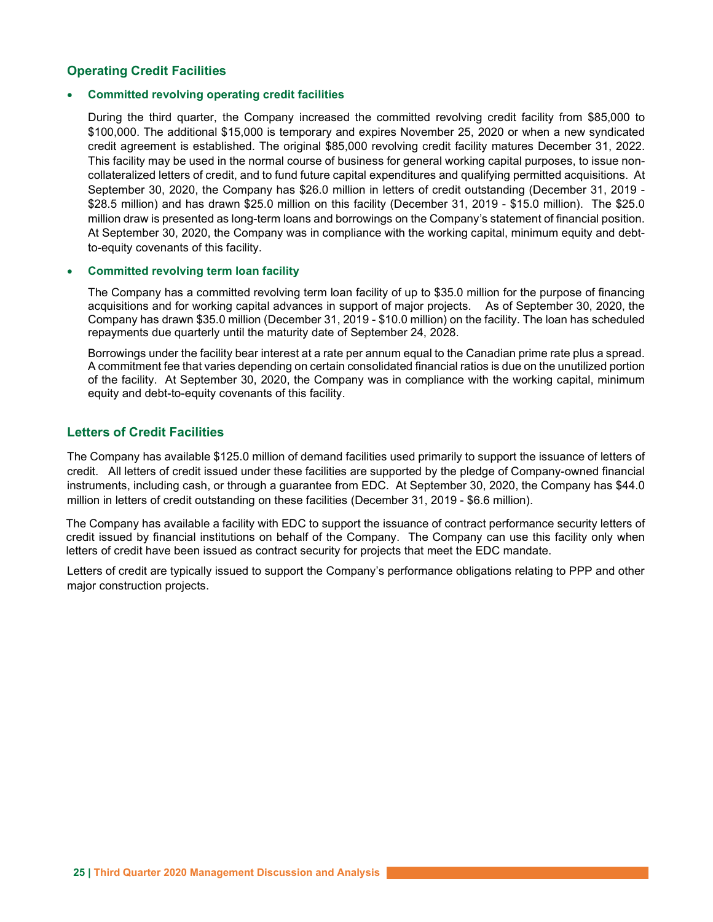## Operating Credit Facilities

- **Committed revolving operating credit facilities**

  During the third quarter, the Company increased the committed revolving credit facility from $85,000 to $100,000. The additional $15,000 is temporary and expires November 25, 2020 or when a new syndicated credit agreement is established. The original $85,000 revolving credit facility matures December 31, 2022. This facility may be used in the normal course of business for general working capital purposes, to issue non-collateralized letters of credit, and to fund future capital expenditures and qualifying permitted acquisitions. At September 30, 2020, the Company has $26.0 million in letters of credit outstanding (December 31, 2019 - $28.5 million) and has drawn $25.0 million on this facility (December 31, 2019 - $15.0 million). The $25.0 million draw is presented as long-term loans and borrowings on the Company's statement of financial position. At September 30, 2020, the Company was in compliance with the working capital, minimum equity and debt-to-equity covenants of this facility.

- **Committed revolving term loan facility**

  The Company has a committed revolving term loan facility of up to $35.0 million for the purpose of financing acquisitions and for working capital advances in support of major projects. As of September 30, 2020, the Company has drawn $35.0 million (December 31, 2019 - $10.0 million) on the facility. The loan has scheduled repayments due quarterly until the maturity date of September 24, 2028.

  Borrowings under the facility bear interest at a rate per annum equal to the Canadian prime rate plus a spread. A commitment fee that varies depending on certain consolidated financial ratios is due on the unutilized portion of the facility. At September 30, 2020, the Company was in compliance with the working capital, minimum equity and debt-to-equity covenants of this facility.

## Letters of Credit Facilities

The Company has available $125.0 million of demand facilities used primarily to support the issuance of letters of credit. All letters of credit issued under these facilities are supported by the pledge of Company-owned financial instruments, including cash, or through a guarantee from EDC. At September 30, 2020, the Company has $44.0 million in letters of credit outstanding on these facilities (December 31, 2019 - $6.6 million).

The Company has available a facility with EDC to support the issuance of contract performance security letters of credit issued by financial institutions on behalf of the Company. The Company can use this facility only when letters of credit have been issued as contract security for projects that meet the EDC mandate.

Letters of credit are typically issued to support the Company's performance obligations relating to PPP and other major construction projects.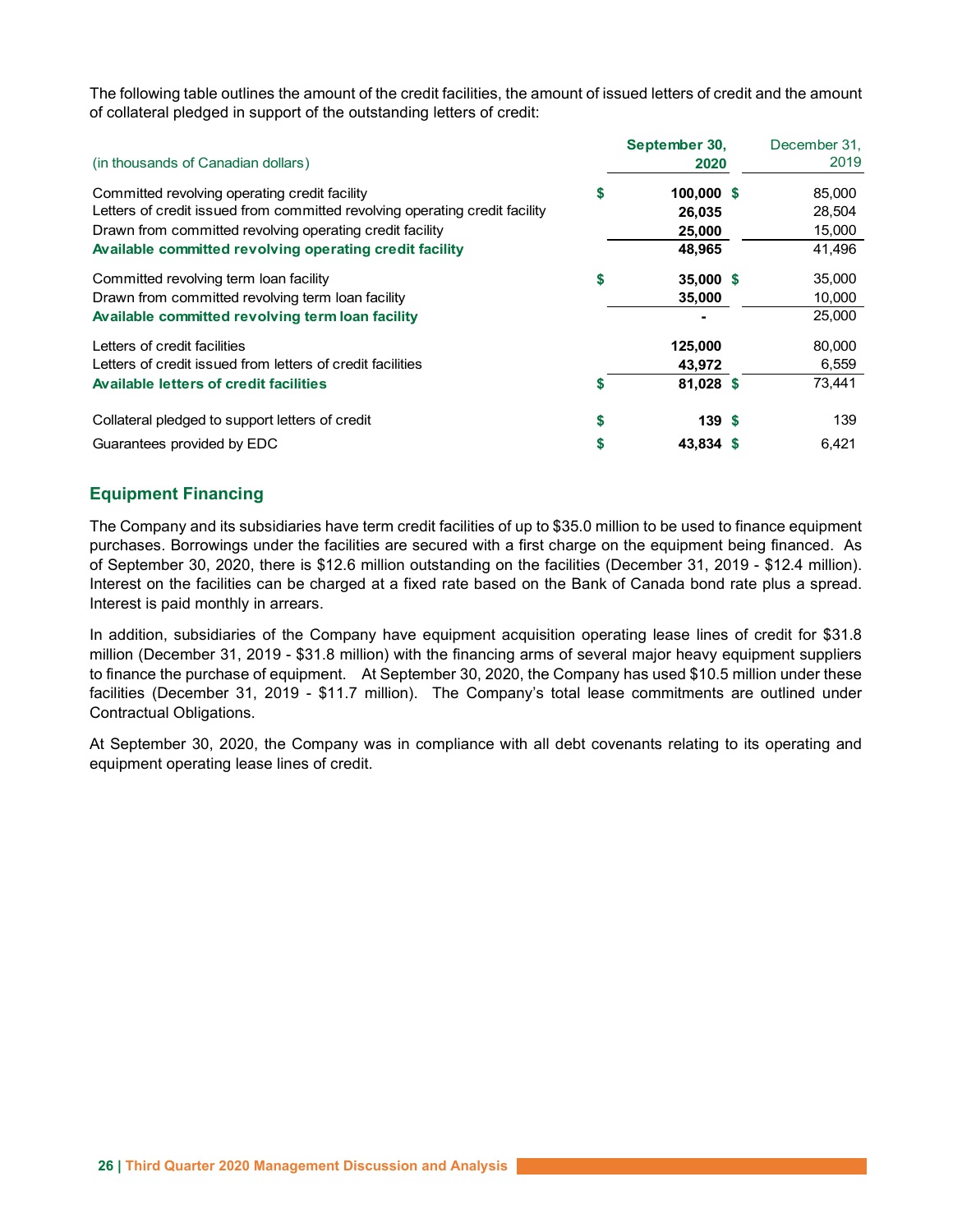The following table outlines the amount of the credit facilities, the amount of issued letters of credit and the amount of collateral pledged in support of the outstanding letters of credit:

| (in thousands of Canadian dollars) | | September 30, 2020 | | December 31, 2019 |
|---|---|---|---|---|
| Committed revolving operating credit facility | $ | **100,000** | $ | 85,000 |
| Letters of credit issued from committed revolving operating credit facility | | **26,035** | | 28,504 |
| Drawn from committed revolving operating credit facility | | **25,000** | | 15,000 |
| **Available committed revolving operating credit facility** | | **48,965** | | 41,496 |
| Committed revolving term loan facility | $ | **35,000** | $ | 35,000 |
| Drawn from committed revolving term loan facility | | **35,000** | | 10,000 |
| **Available committed revolving term loan facility** | | **-** | | 25,000 |
| Letters of credit facilities | | **125,000** | | 80,000 |
| Letters of credit issued from letters of credit facilities | | **43,972** | | 6,559 |
| **Available letters of credit facilities** | $ | **81,028** | $ | 73,441 |
| Collateral pledged to support letters of credit | $ | **139** | $ | 139 |
| Guarantees provided by EDC | $ | **43,834** | $ | 6,421 |

## Equipment Financing

The Company and its subsidiaries have term credit facilities of up to $35.0 million to be used to finance equipment purchases. Borrowings under the facilities are secured with a first charge on the equipment being financed. As of September 30, 2020, there is $12.6 million outstanding on the facilities (December 31, 2019 - $12.4 million). Interest on the facilities can be charged at a fixed rate based on the Bank of Canada bond rate plus a spread. Interest is paid monthly in arrears.

In addition, subsidiaries of the Company have equipment acquisition operating lease lines of credit for $31.8 million (December 31, 2019 - $31.8 million) with the financing arms of several major heavy equipment suppliers to finance the purchase of equipment. At September 30, 2020, the Company has used $10.5 million under these facilities (December 31, 2019 - $11.7 million). The Company's total lease commitments are outlined under Contractual Obligations.

At September 30, 2020, the Company was in compliance with all debt covenants relating to its operating and equipment operating lease lines of credit.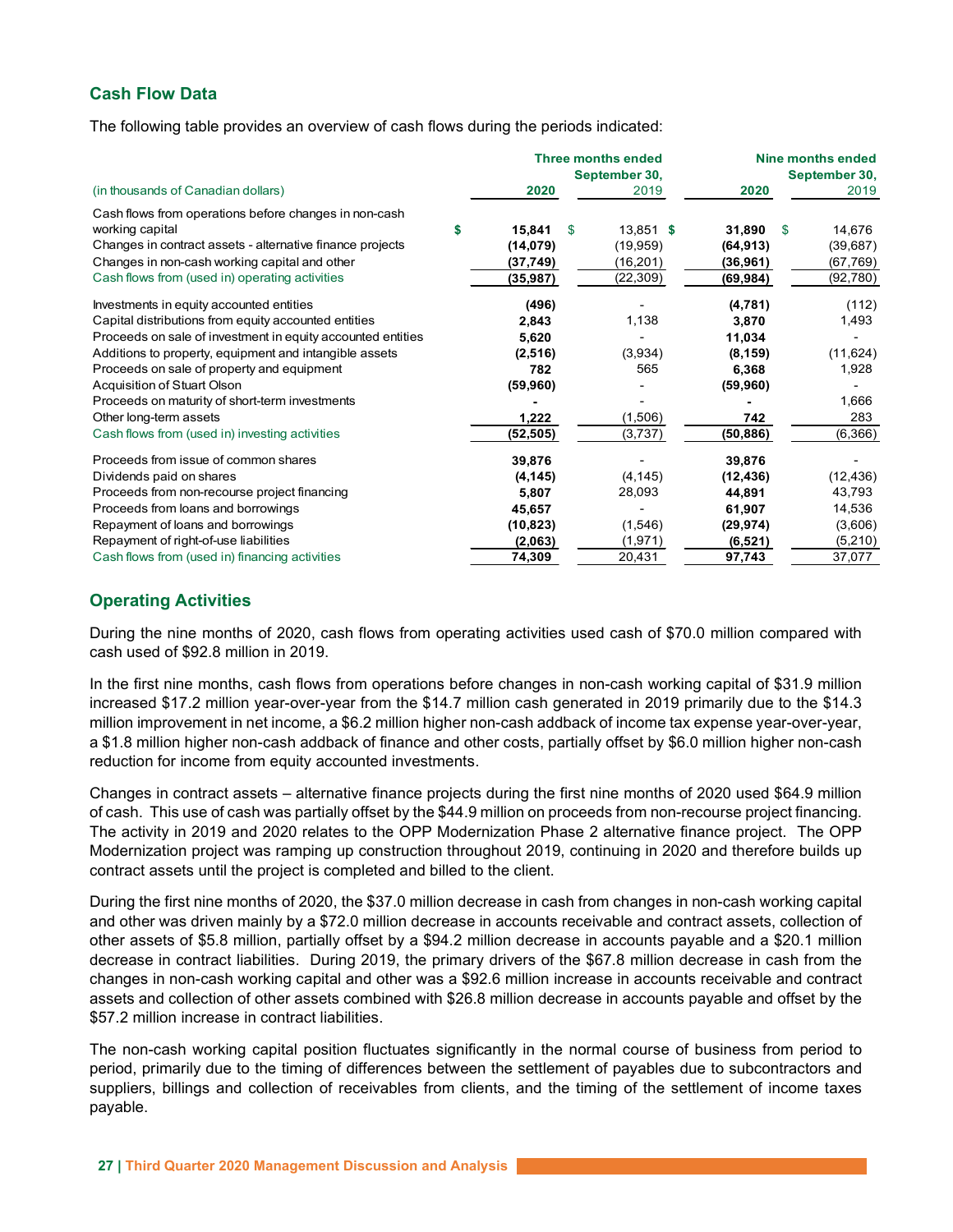## Cash Flow Data

The following table provides an overview of cash flows during the periods indicated:

| (in thousands of Canadian dollars) | Three months ended September 30, 2020 | Three months ended September 30, 2019 | Nine months ended September 30, 2020 | Nine months ended September 30, 2019 |
|---|---|---|---|---|
| Cash flows from operations before changes in non-cash working capital | $ **15,841** | $ 13,851 | $ **31,890** | $ 14,676 |
| Changes in contract assets - alternative finance projects | **(14,079)** | (19,959) | **(64,913)** | (39,687) |
| Changes in non-cash working capital and other | **(37,749)** | (16,201) | **(36,961)** | (67,769) |
| Cash flows from (used in) operating activities | **(35,987)** | (22,309) | **(69,984)** | (92,780) |
| Investments in equity accounted entities | **(496)** | - | **(4,781)** | (112) |
| Capital distributions from equity accounted entities | **2,843** | 1,138 | **3,870** | 1,493 |
| Proceeds on sale of investment in equity accounted entities | **5,620** | - | **11,034** | - |
| Additions to property, equipment and intangible assets | **(2,516)** | (3,934) | **(8,159)** | (11,624) |
| Proceeds on sale of property and equipment | **782** | 565 | **6,368** | 1,928 |
| Acquisition of Stuart Olson | **(59,960)** | - | **(59,960)** | - |
| Proceeds on maturity of short-term investments | **-** | - | **-** | 1,666 |
| Other long-term assets | **1,222** | (1,506) | **742** | 283 |
| Cash flows from (used in) investing activities | **(52,505)** | (3,737) | **(50,886)** | (6,366) |
| Proceeds from issue of common shares | **39,876** | - | **39,876** | - |
| Dividends paid on shares | **(4,145)** | (4,145) | **(12,436)** | (12,436) |
| Proceeds from non-recourse project financing | **5,807** | 28,093 | **44,891** | 43,793 |
| Proceeds from loans and borrowings | **45,657** | - | **61,907** | 14,536 |
| Repayment of loans and borrowings | **(10,823)** | (1,546) | **(29,974)** | (3,606) |
| Repayment of right-of-use liabilities | **(2,063)** | (1,971) | **(6,521)** | (5,210) |
| Cash flows from (used in) financing activities | **74,309** | 20,431 | **97,743** | 37,077 |

## Operating Activities

During the nine months of 2020, cash flows from operating activities used cash of $70.0 million compared with cash used of $92.8 million in 2019.

In the first nine months, cash flows from operations before changes in non-cash working capital of $31.9 million increased $17.2 million year-over-year from the $14.7 million cash generated in 2019 primarily due to the $14.3 million improvement in net income, a $6.2 million higher non-cash addback of income tax expense year-over-year, a $1.8 million higher non-cash addback of finance and other costs, partially offset by $6.0 million higher non-cash reduction for income from equity accounted investments.

Changes in contract assets – alternative finance projects during the first nine months of 2020 used $64.9 million of cash. This use of cash was partially offset by the $44.9 million on proceeds from non-recourse project financing. The activity in 2019 and 2020 relates to the OPP Modernization Phase 2 alternative finance project. The OPP Modernization project was ramping up construction throughout 2019, continuing in 2020 and therefore builds up contract assets until the project is completed and billed to the client.

During the first nine months of 2020, the $37.0 million decrease in cash from changes in non-cash working capital and other was driven mainly by a $72.0 million decrease in accounts receivable and contract assets, collection of other assets of $5.8 million, partially offset by a $94.2 million decrease in accounts payable and a $20.1 million decrease in contract liabilities. During 2019, the primary drivers of the $67.8 million decrease in cash from the changes in non-cash working capital and other was a $92.6 million increase in accounts receivable and contract assets and collection of other assets combined with $26.8 million decrease in accounts payable and offset by the $57.2 million increase in contract liabilities.

The non-cash working capital position fluctuates significantly in the normal course of business from period to period, primarily due to the timing of differences between the settlement of payables due to subcontractors and suppliers, billings and collection of receivables from clients, and the timing of the settlement of income taxes payable.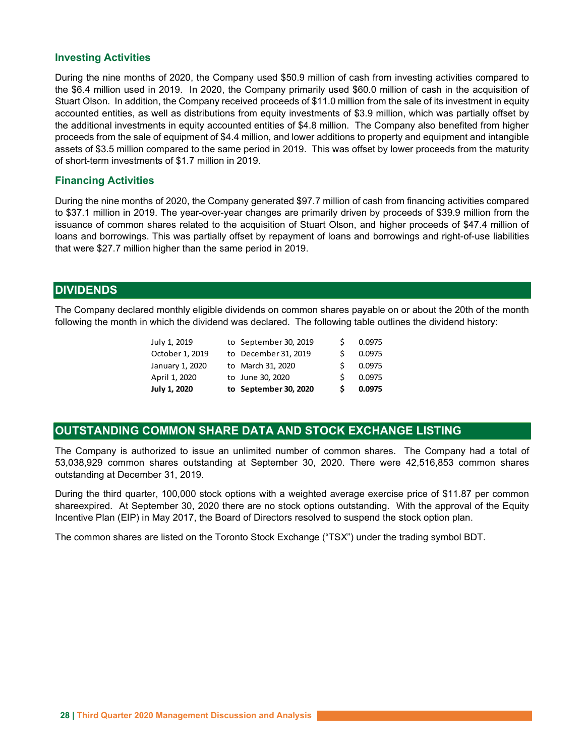### Investing Activities

During the nine months of 2020, the Company used $50.9 million of cash from investing activities compared to the $6.4 million used in 2019. In 2020, the Company primarily used $60.0 million of cash in the acquisition of Stuart Olson. In addition, the Company received proceeds of $11.0 million from the sale of its investment in equity accounted entities, as well as distributions from equity investments of $3.9 million, which was partially offset by the additional investments in equity accounted entities of $4.8 million. The Company also benefited from higher proceeds from the sale of equipment of $4.4 million, and lower additions to property and equipment and intangible assets of $3.5 million compared to the same period in 2019. This was offset by lower proceeds from the maturity of short-term investments of $1.7 million in 2019.

### Financing Activities

During the nine months of 2020, the Company generated $97.7 million of cash from financing activities compared to $37.1 million in 2019. The year-over-year changes are primarily driven by proceeds of $39.9 million from the issuance of common shares related to the acquisition of Stuart Olson, and higher proceeds of $47.4 million of loans and borrowings. This was partially offset by repayment of loans and borrowings and right-of-use liabilities that were $27.7 million higher than the same period in 2019.

## DIVIDENDS

The Company declared monthly eligible dividends on common shares payable on or about the 20th of the month following the month in which the dividend was declared. The following table outlines the dividend history:

| | | | |
|---|---|---|---|
| July 1, 2019 | to September 30, 2019 | $ | 0.0975 |
| October 1, 2019 | to December 31, 2019 | $ | 0.0975 |
| January 1, 2020 | to March 31, 2020 | $ | 0.0975 |
| April 1, 2020 | to June 30, 2020 | $ | 0.0975 |
| **July 1, 2020** | **to September 30, 2020** | **$** | **0.0975** |

## OUTSTANDING COMMON SHARE DATA AND STOCK EXCHANGE LISTING

The Company is authorized to issue an unlimited number of common shares. The Company had a total of 53,038,929 common shares outstanding at September 30, 2020. There were 42,516,853 common shares outstanding at December 31, 2019.

During the third quarter, 100,000 stock options with a weighted average exercise price of $11.87 per common shareexpired. At September 30, 2020 there are no stock options outstanding. With the approval of the Equity Incentive Plan (EIP) in May 2017, the Board of Directors resolved to suspend the stock option plan.

The common shares are listed on the Toronto Stock Exchange ("TSX") under the trading symbol BDT.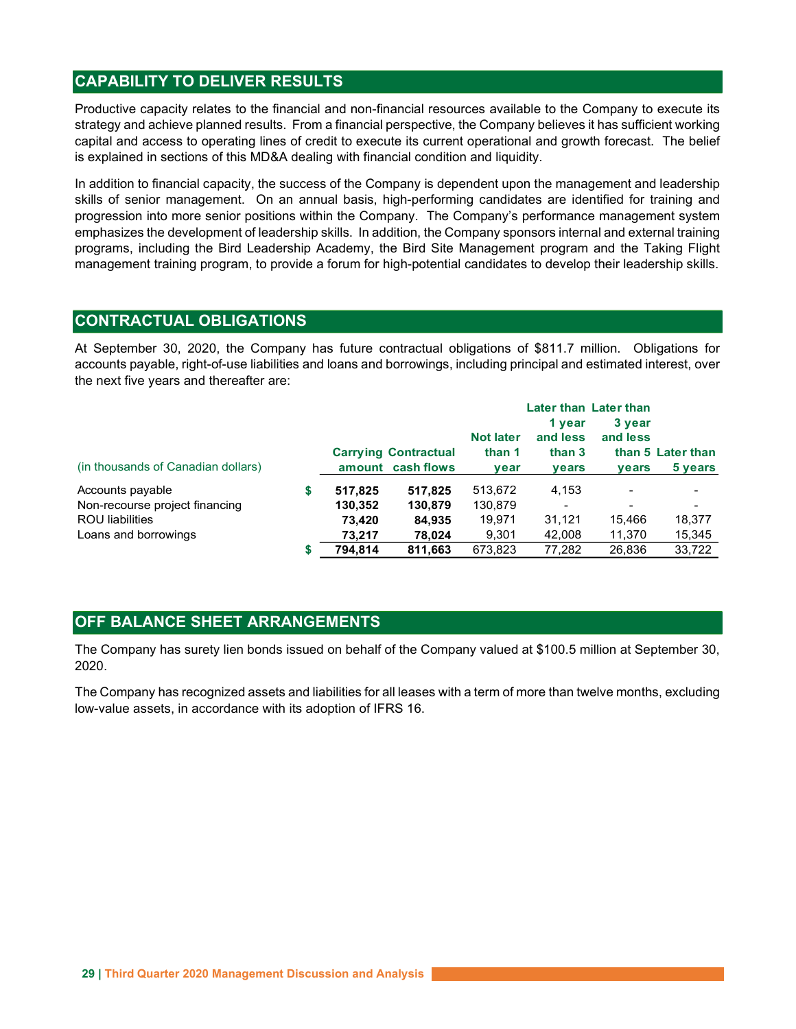## CAPABILITY TO DELIVER RESULTS

Productive capacity relates to the financial and non-financial resources available to the Company to execute its strategy and achieve planned results. From a financial perspective, the Company believes it has sufficient working capital and access to operating lines of credit to execute its current operational and growth forecast. The belief is explained in sections of this MD&A dealing with financial condition and liquidity.

In addition to financial capacity, the success of the Company is dependent upon the management and leadership skills of senior management. On an annual basis, high-performing candidates are identified for training and progression into more senior positions within the Company. The Company's performance management system emphasizes the development of leadership skills. In addition, the Company sponsors internal and external training programs, including the Bird Leadership Academy, the Bird Site Management program and the Taking Flight management training program, to provide a forum for high-potential candidates to develop their leadership skills.

## CONTRACTUAL OBLIGATIONS

At September 30, 2020, the Company has future contractual obligations of $811.7 million. Obligations for accounts payable, right-of-use liabilities and loans and borrowings, including principal and estimated interest, over the next five years and thereafter are:

| (in thousands of Canadian dollars) | | Carrying amount | Contractual cash flows | Not later than 1 year | Later than 1 year and less than 3 years | Later than 3 year and less than 5 years | Later than 5 years |
|---|---|---|---|---|---|---|---|
| Accounts payable | $ | **517,825** | **517,825** | 513,672 | 4,153 | - | - |
| Non-recourse project financing | | **130,352** | **130,879** | 130,879 | - | - | - |
| ROU liabilities | | **73,420** | **84,935** | 19,971 | 31,121 | 15,466 | 18,377 |
| Loans and borrowings | | **73,217** | **78,024** | 9,301 | 42,008 | 11,370 | 15,345 |
| | $ | **794,814** | **811,663** | 673,823 | 77,282 | 26,836 | 33,722 |

## OFF BALANCE SHEET ARRANGEMENTS

The Company has surety lien bonds issued on behalf of the Company valued at $100.5 million at September 30, 2020.

The Company has recognized assets and liabilities for all leases with a term of more than twelve months, excluding low-value assets, in accordance with its adoption of IFRS 16.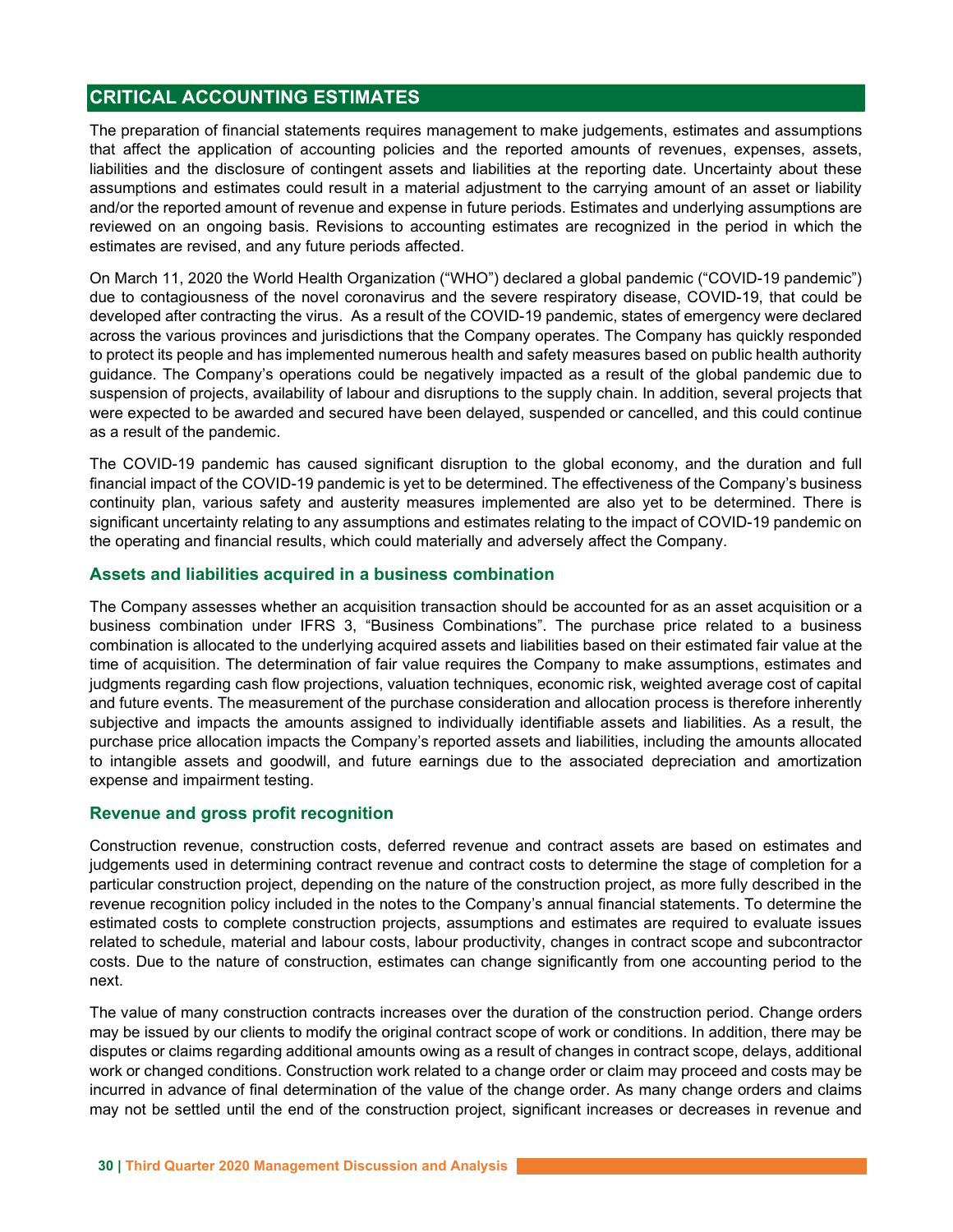## CRITICAL ACCOUNTING ESTIMATES

The preparation of financial statements requires management to make judgements, estimates and assumptions that affect the application of accounting policies and the reported amounts of revenues, expenses, assets, liabilities and the disclosure of contingent assets and liabilities at the reporting date. Uncertainty about these assumptions and estimates could result in a material adjustment to the carrying amount of an asset or liability and/or the reported amount of revenue and expense in future periods. Estimates and underlying assumptions are reviewed on an ongoing basis. Revisions to accounting estimates are recognized in the period in which the estimates are revised, and any future periods affected.

On March 11, 2020 the World Health Organization ("WHO") declared a global pandemic ("COVID-19 pandemic") due to contagiousness of the novel coronavirus and the severe respiratory disease, COVID-19, that could be developed after contracting the virus. As a result of the COVID-19 pandemic, states of emergency were declared across the various provinces and jurisdictions that the Company operates. The Company has quickly responded to protect its people and has implemented numerous health and safety measures based on public health authority guidance. The Company's operations could be negatively impacted as a result of the global pandemic due to suspension of projects, availability of labour and disruptions to the supply chain. In addition, several projects that were expected to be awarded and secured have been delayed, suspended or cancelled, and this could continue as a result of the pandemic.

The COVID-19 pandemic has caused significant disruption to the global economy, and the duration and full financial impact of the COVID-19 pandemic is yet to be determined. The effectiveness of the Company's business continuity plan, various safety and austerity measures implemented are also yet to be determined. There is significant uncertainty relating to any assumptions and estimates relating to the impact of COVID-19 pandemic on the operating and financial results, which could materially and adversely affect the Company.

### Assets and liabilities acquired in a business combination

The Company assesses whether an acquisition transaction should be accounted for as an asset acquisition or a business combination under IFRS 3, "Business Combinations". The purchase price related to a business combination is allocated to the underlying acquired assets and liabilities based on their estimated fair value at the time of acquisition. The determination of fair value requires the Company to make assumptions, estimates and judgments regarding cash flow projections, valuation techniques, economic risk, weighted average cost of capital and future events. The measurement of the purchase consideration and allocation process is therefore inherently subjective and impacts the amounts assigned to individually identifiable assets and liabilities. As a result, the purchase price allocation impacts the Company's reported assets and liabilities, including the amounts allocated to intangible assets and goodwill, and future earnings due to the associated depreciation and amortization expense and impairment testing.

### Revenue and gross profit recognition

Construction revenue, construction costs, deferred revenue and contract assets are based on estimates and judgements used in determining contract revenue and contract costs to determine the stage of completion for a particular construction project, depending on the nature of the construction project, as more fully described in the revenue recognition policy included in the notes to the Company's annual financial statements. To determine the estimated costs to complete construction projects, assumptions and estimates are required to evaluate issues related to schedule, material and labour costs, labour productivity, changes in contract scope and subcontractor costs. Due to the nature of construction, estimates can change significantly from one accounting period to the next.

The value of many construction contracts increases over the duration of the construction period. Change orders may be issued by our clients to modify the original contract scope of work or conditions. In addition, there may be disputes or claims regarding additional amounts owing as a result of changes in contract scope, delays, additional work or changed conditions. Construction work related to a change order or claim may proceed and costs may be incurred in advance of final determination of the value of the change order. As many change orders and claims may not be settled until the end of the construction project, significant increases or decreases in revenue and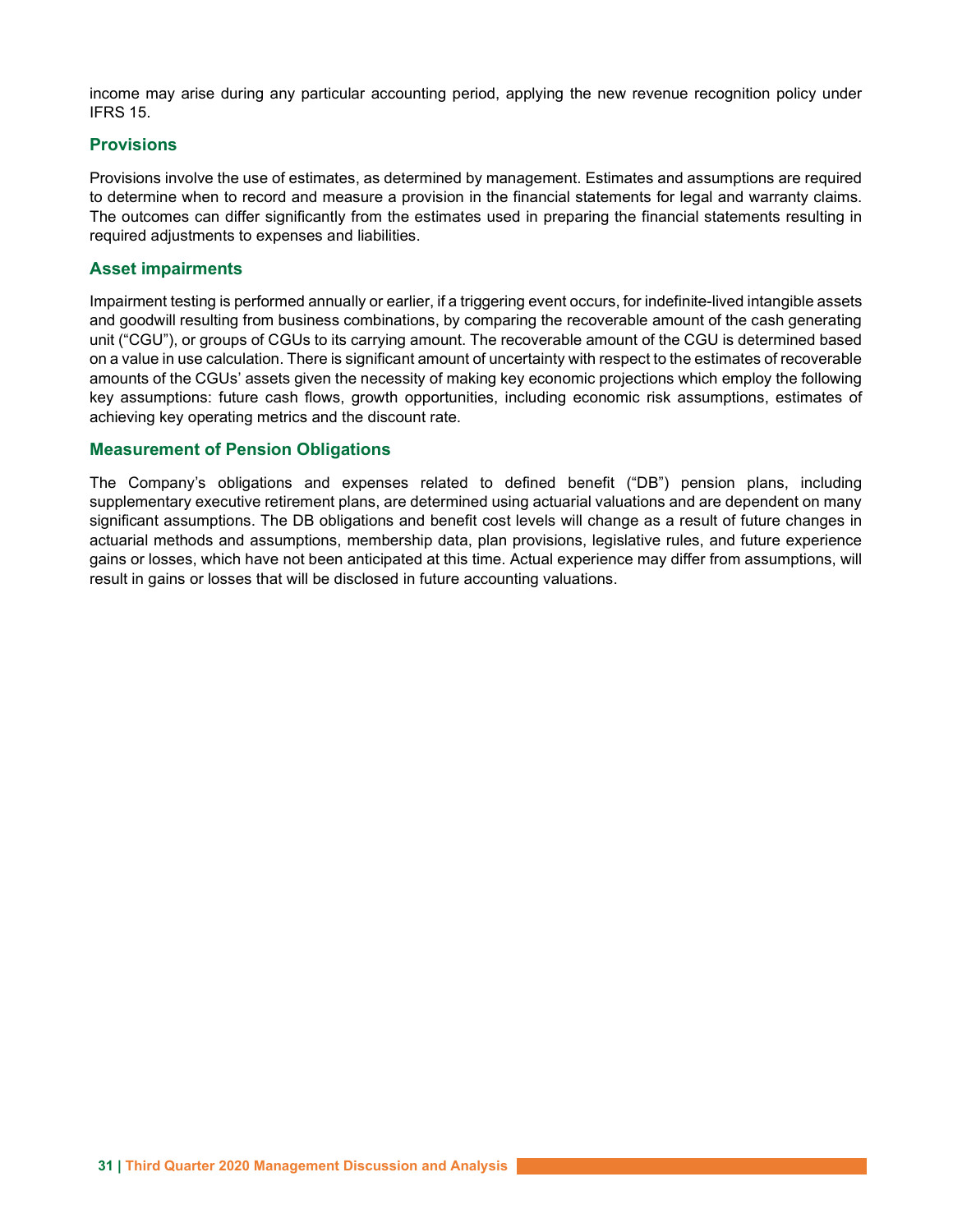income may arise during any particular accounting period, applying the new revenue recognition policy under IFRS 15.

## Provisions

Provisions involve the use of estimates, as determined by management. Estimates and assumptions are required to determine when to record and measure a provision in the financial statements for legal and warranty claims. The outcomes can differ significantly from the estimates used in preparing the financial statements resulting in required adjustments to expenses and liabilities.

## Asset impairments

Impairment testing is performed annually or earlier, if a triggering event occurs, for indefinite-lived intangible assets and goodwill resulting from business combinations, by comparing the recoverable amount of the cash generating unit ("CGU"), or groups of CGUs to its carrying amount. The recoverable amount of the CGU is determined based on a value in use calculation. There is significant amount of uncertainty with respect to the estimates of recoverable amounts of the CGUs' assets given the necessity of making key economic projections which employ the following key assumptions: future cash flows, growth opportunities, including economic risk assumptions, estimates of achieving key operating metrics and the discount rate.

## Measurement of Pension Obligations

The Company's obligations and expenses related to defined benefit ("DB") pension plans, including supplementary executive retirement plans, are determined using actuarial valuations and are dependent on many significant assumptions. The DB obligations and benefit cost levels will change as a result of future changes in actuarial methods and assumptions, membership data, plan provisions, legislative rules, and future experience gains or losses, which have not been anticipated at this time. Actual experience may differ from assumptions, will result in gains or losses that will be disclosed in future accounting valuations.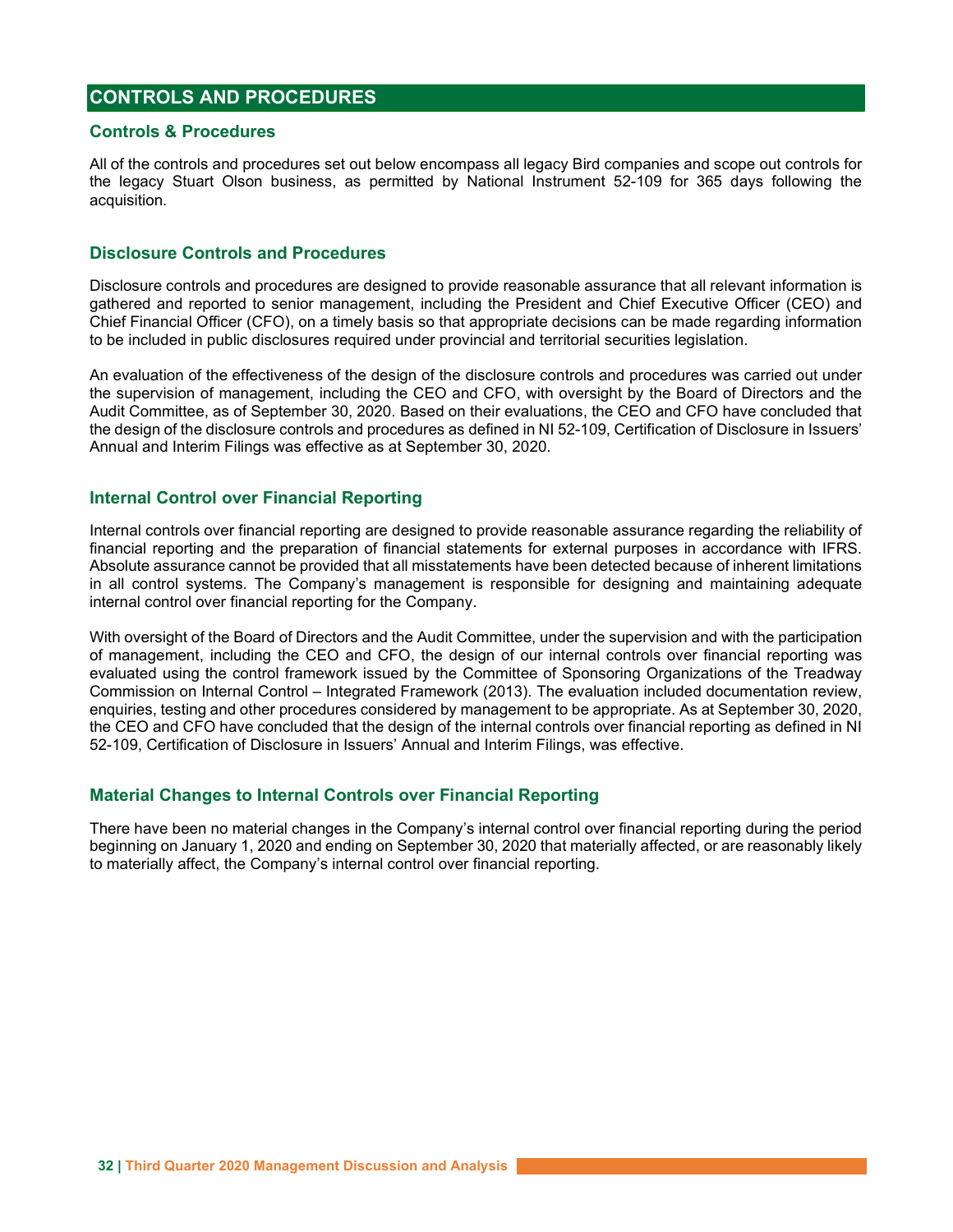## CONTROLS AND PROCEDURES

### Controls & Procedures

All of the controls and procedures set out below encompass all legacy Bird companies and scope out controls for the legacy Stuart Olson business, as permitted by National Instrument 52-109 for 365 days following the acquisition.

### Disclosure Controls and Procedures

Disclosure controls and procedures are designed to provide reasonable assurance that all relevant information is gathered and reported to senior management, including the President and Chief Executive Officer (CEO) and Chief Financial Officer (CFO), on a timely basis so that appropriate decisions can be made regarding information to be included in public disclosures required under provincial and territorial securities legislation.

An evaluation of the effectiveness of the design of the disclosure controls and procedures was carried out under the supervision of management, including the CEO and CFO, with oversight by the Board of Directors and the Audit Committee, as of September 30, 2020. Based on their evaluations, the CEO and CFO have concluded that the design of the disclosure controls and procedures as defined in NI 52-109, Certification of Disclosure in Issuers' Annual and Interim Filings was effective as at September 30, 2020.

### Internal Control over Financial Reporting

Internal controls over financial reporting are designed to provide reasonable assurance regarding the reliability of financial reporting and the preparation of financial statements for external purposes in accordance with IFRS. Absolute assurance cannot be provided that all misstatements have been detected because of inherent limitations in all control systems. The Company's management is responsible for designing and maintaining adequate internal control over financial reporting for the Company.

With oversight of the Board of Directors and the Audit Committee, under the supervision and with the participation of management, including the CEO and CFO, the design of our internal controls over financial reporting was evaluated using the control framework issued by the Committee of Sponsoring Organizations of the Treadway Commission on Internal Control – Integrated Framework (2013). The evaluation included documentation review, enquiries, testing and other procedures considered by management to be appropriate. As at September 30, 2020, the CEO and CFO have concluded that the design of the internal controls over financial reporting as defined in NI 52-109, Certification of Disclosure in Issuers' Annual and Interim Filings, was effective.

### Material Changes to Internal Controls over Financial Reporting

There have been no material changes in the Company's internal control over financial reporting during the period beginning on January 1, 2020 and ending on September 30, 2020 that materially affected, or are reasonably likely to materially affect, the Company's internal control over financial reporting.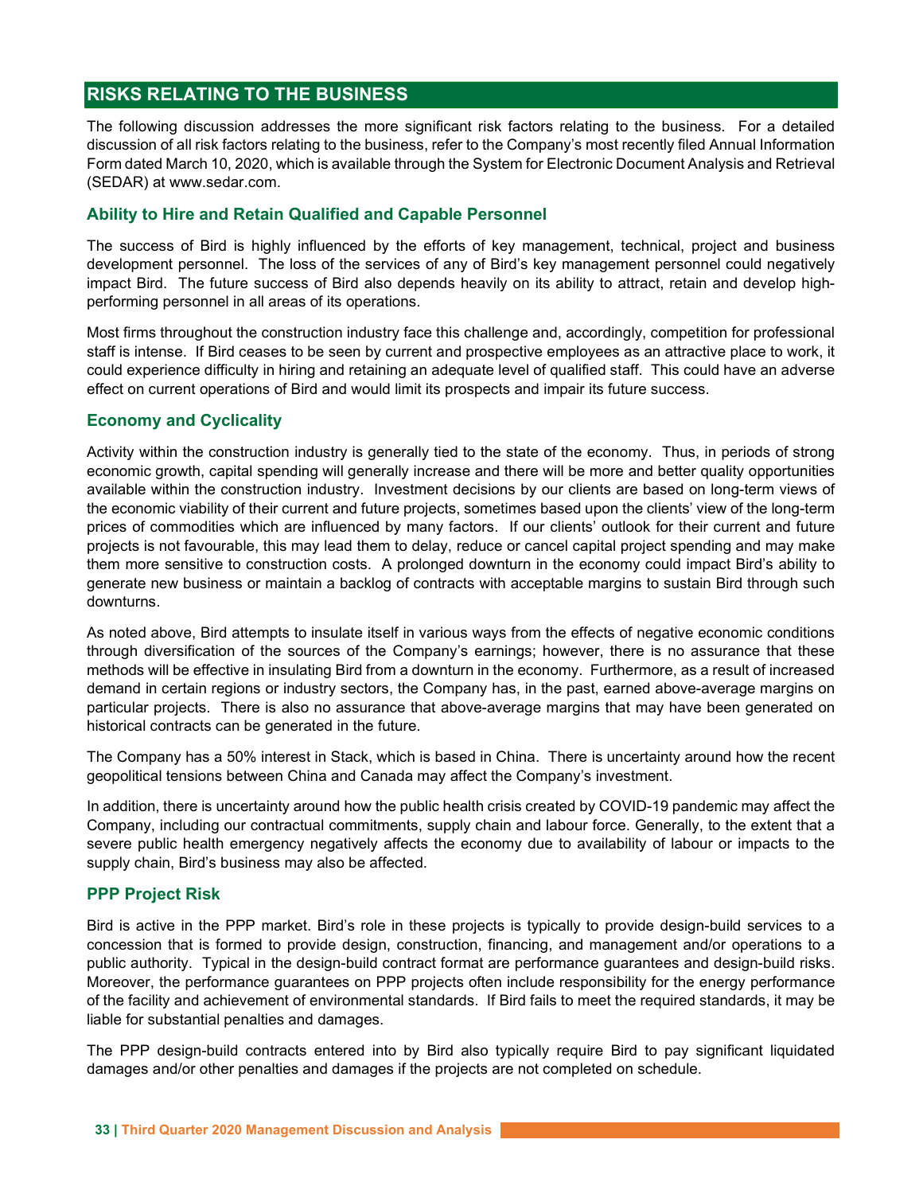## RISKS RELATING TO THE BUSINESS

The following discussion addresses the more significant risk factors relating to the business. For a detailed discussion of all risk factors relating to the business, refer to the Company's most recently filed Annual Information Form dated March 10, 2020, which is available through the System for Electronic Document Analysis and Retrieval (SEDAR) at www.sedar.com.

### Ability to Hire and Retain Qualified and Capable Personnel

The success of Bird is highly influenced by the efforts of key management, technical, project and business development personnel. The loss of the services of any of Bird's key management personnel could negatively impact Bird. The future success of Bird also depends heavily on its ability to attract, retain and develop high-performing personnel in all areas of its operations.

Most firms throughout the construction industry face this challenge and, accordingly, competition for professional staff is intense. If Bird ceases to be seen by current and prospective employees as an attractive place to work, it could experience difficulty in hiring and retaining an adequate level of qualified staff. This could have an adverse effect on current operations of Bird and would limit its prospects and impair its future success.

### Economy and Cyclicality

Activity within the construction industry is generally tied to the state of the economy. Thus, in periods of strong economic growth, capital spending will generally increase and there will be more and better quality opportunities available within the construction industry. Investment decisions by our clients are based on long-term views of the economic viability of their current and future projects, sometimes based upon the clients' view of the long-term prices of commodities which are influenced by many factors. If our clients' outlook for their current and future projects is not favourable, this may lead them to delay, reduce or cancel capital project spending and may make them more sensitive to construction costs. A prolonged downturn in the economy could impact Bird's ability to generate new business or maintain a backlog of contracts with acceptable margins to sustain Bird through such downturns.

As noted above, Bird attempts to insulate itself in various ways from the effects of negative economic conditions through diversification of the sources of the Company's earnings; however, there is no assurance that these methods will be effective in insulating Bird from a downturn in the economy. Furthermore, as a result of increased demand in certain regions or industry sectors, the Company has, in the past, earned above-average margins on particular projects. There is also no assurance that above-average margins that may have been generated on historical contracts can be generated in the future.

The Company has a 50% interest in Stack, which is based in China. There is uncertainty around how the recent geopolitical tensions between China and Canada may affect the Company's investment.

In addition, there is uncertainty around how the public health crisis created by COVID-19 pandemic may affect the Company, including our contractual commitments, supply chain and labour force. Generally, to the extent that a severe public health emergency negatively affects the economy due to availability of labour or impacts to the supply chain, Bird's business may also be affected.

### PPP Project Risk

Bird is active in the PPP market. Bird's role in these projects is typically to provide design-build services to a concession that is formed to provide design, construction, financing, and management and/or operations to a public authority. Typical in the design-build contract format are performance guarantees and design-build risks. Moreover, the performance guarantees on PPP projects often include responsibility for the energy performance of the facility and achievement of environmental standards. If Bird fails to meet the required standards, it may be liable for substantial penalties and damages.

The PPP design-build contracts entered into by Bird also typically require Bird to pay significant liquidated damages and/or other penalties and damages if the projects are not completed on schedule.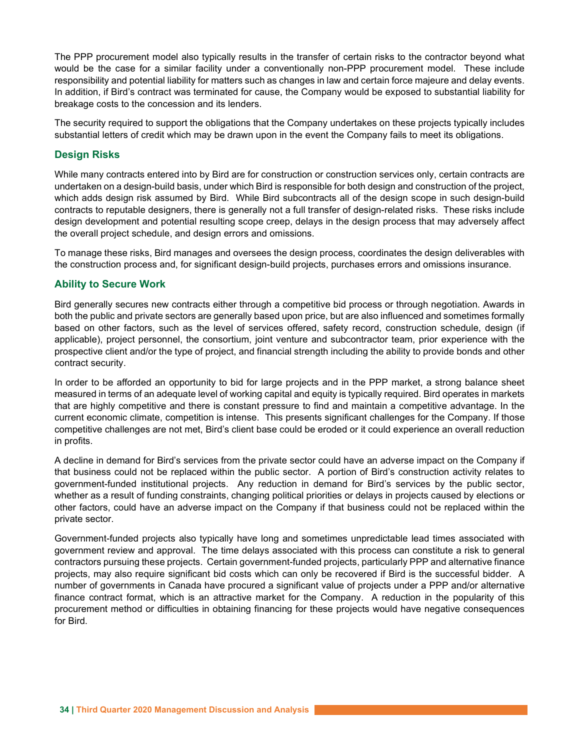The PPP procurement model also typically results in the transfer of certain risks to the contractor beyond what would be the case for a similar facility under a conventionally non-PPP procurement model. These include responsibility and potential liability for matters such as changes in law and certain force majeure and delay events. In addition, if Bird's contract was terminated for cause, the Company would be exposed to substantial liability for breakage costs to the concession and its lenders.

The security required to support the obligations that the Company undertakes on these projects typically includes substantial letters of credit which may be drawn upon in the event the Company fails to meet its obligations.

## Design Risks

While many contracts entered into by Bird are for construction or construction services only, certain contracts are undertaken on a design-build basis, under which Bird is responsible for both design and construction of the project, which adds design risk assumed by Bird. While Bird subcontracts all of the design scope in such design-build contracts to reputable designers, there is generally not a full transfer of design-related risks. These risks include design development and potential resulting scope creep, delays in the design process that may adversely affect the overall project schedule, and design errors and omissions.

To manage these risks, Bird manages and oversees the design process, coordinates the design deliverables with the construction process and, for significant design-build projects, purchases errors and omissions insurance.

## Ability to Secure Work

Bird generally secures new contracts either through a competitive bid process or through negotiation. Awards in both the public and private sectors are generally based upon price, but are also influenced and sometimes formally based on other factors, such as the level of services offered, safety record, construction schedule, design (if applicable), project personnel, the consortium, joint venture and subcontractor team, prior experience with the prospective client and/or the type of project, and financial strength including the ability to provide bonds and other contract security.

In order to be afforded an opportunity to bid for large projects and in the PPP market, a strong balance sheet measured in terms of an adequate level of working capital and equity is typically required. Bird operates in markets that are highly competitive and there is constant pressure to find and maintain a competitive advantage. In the current economic climate, competition is intense. This presents significant challenges for the Company. If those competitive challenges are not met, Bird's client base could be eroded or it could experience an overall reduction in profits.

A decline in demand for Bird's services from the private sector could have an adverse impact on the Company if that business could not be replaced within the public sector. A portion of Bird's construction activity relates to government-funded institutional projects. Any reduction in demand for Bird's services by the public sector, whether as a result of funding constraints, changing political priorities or delays in projects caused by elections or other factors, could have an adverse impact on the Company if that business could not be replaced within the private sector.

Government-funded projects also typically have long and sometimes unpredictable lead times associated with government review and approval. The time delays associated with this process can constitute a risk to general contractors pursuing these projects. Certain government-funded projects, particularly PPP and alternative finance projects, may also require significant bid costs which can only be recovered if Bird is the successful bidder. A number of governments in Canada have procured a significant value of projects under a PPP and/or alternative finance contract format, which is an attractive market for the Company. A reduction in the popularity of this procurement method or difficulties in obtaining financing for these projects would have negative consequences for Bird.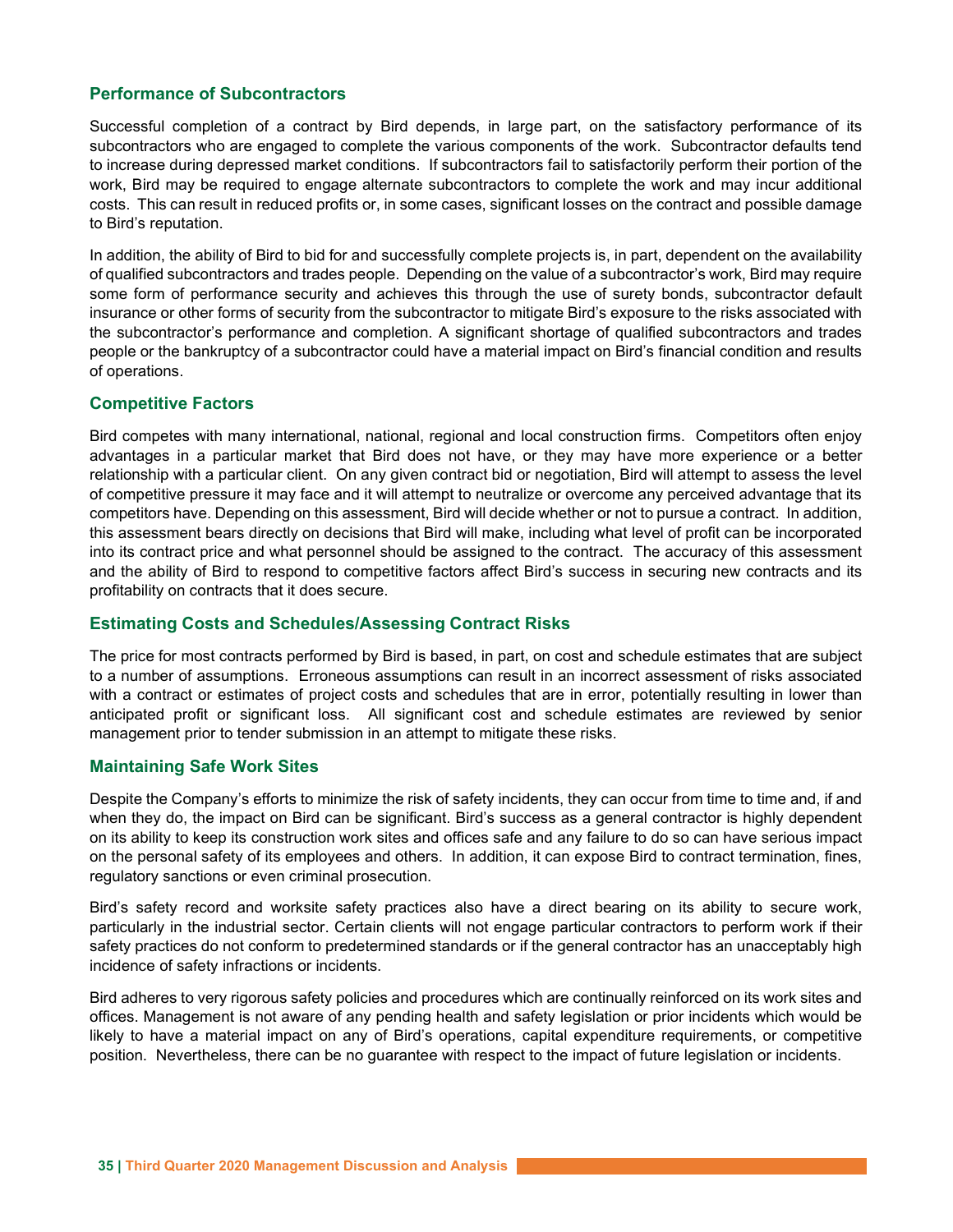### Performance of Subcontractors

Successful completion of a contract by Bird depends, in large part, on the satisfactory performance of its subcontractors who are engaged to complete the various components of the work. Subcontractor defaults tend to increase during depressed market conditions. If subcontractors fail to satisfactorily perform their portion of the work, Bird may be required to engage alternate subcontractors to complete the work and may incur additional costs. This can result in reduced profits or, in some cases, significant losses on the contract and possible damage to Bird's reputation.

In addition, the ability of Bird to bid for and successfully complete projects is, in part, dependent on the availability of qualified subcontractors and trades people. Depending on the value of a subcontractor's work, Bird may require some form of performance security and achieves this through the use of surety bonds, subcontractor default insurance or other forms of security from the subcontractor to mitigate Bird's exposure to the risks associated with the subcontractor's performance and completion. A significant shortage of qualified subcontractors and trades people or the bankruptcy of a subcontractor could have a material impact on Bird's financial condition and results of operations.

### Competitive Factors

Bird competes with many international, national, regional and local construction firms. Competitors often enjoy advantages in a particular market that Bird does not have, or they may have more experience or a better relationship with a particular client. On any given contract bid or negotiation, Bird will attempt to assess the level of competitive pressure it may face and it will attempt to neutralize or overcome any perceived advantage that its competitors have. Depending on this assessment, Bird will decide whether or not to pursue a contract. In addition, this assessment bears directly on decisions that Bird will make, including what level of profit can be incorporated into its contract price and what personnel should be assigned to the contract. The accuracy of this assessment and the ability of Bird to respond to competitive factors affect Bird's success in securing new contracts and its profitability on contracts that it does secure.

### Estimating Costs and Schedules/Assessing Contract Risks

The price for most contracts performed by Bird is based, in part, on cost and schedule estimates that are subject to a number of assumptions. Erroneous assumptions can result in an incorrect assessment of risks associated with a contract or estimates of project costs and schedules that are in error, potentially resulting in lower than anticipated profit or significant loss. All significant cost and schedule estimates are reviewed by senior management prior to tender submission in an attempt to mitigate these risks.

### Maintaining Safe Work Sites

Despite the Company's efforts to minimize the risk of safety incidents, they can occur from time to time and, if and when they do, the impact on Bird can be significant. Bird's success as a general contractor is highly dependent on its ability to keep its construction work sites and offices safe and any failure to do so can have serious impact on the personal safety of its employees and others. In addition, it can expose Bird to contract termination, fines, regulatory sanctions or even criminal prosecution.

Bird's safety record and worksite safety practices also have a direct bearing on its ability to secure work, particularly in the industrial sector. Certain clients will not engage particular contractors to perform work if their safety practices do not conform to predetermined standards or if the general contractor has an unacceptably high incidence of safety infractions or incidents.

Bird adheres to very rigorous safety policies and procedures which are continually reinforced on its work sites and offices. Management is not aware of any pending health and safety legislation or prior incidents which would be likely to have a material impact on any of Bird's operations, capital expenditure requirements, or competitive position. Nevertheless, there can be no guarantee with respect to the impact of future legislation or incidents.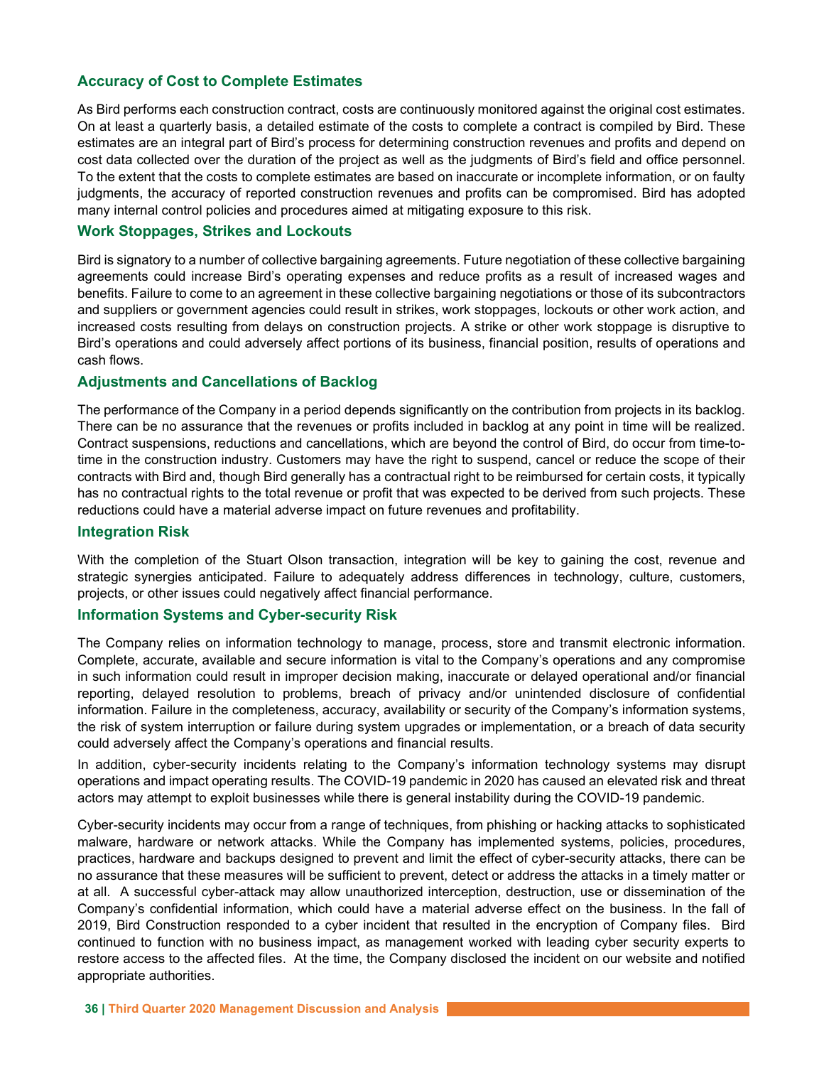## Accuracy of Cost to Complete Estimates

As Bird performs each construction contract, costs are continuously monitored against the original cost estimates. On at least a quarterly basis, a detailed estimate of the costs to complete a contract is compiled by Bird. These estimates are an integral part of Bird's process for determining construction revenues and profits and depend on cost data collected over the duration of the project as well as the judgments of Bird's field and office personnel. To the extent that the costs to complete estimates are based on inaccurate or incomplete information, or on faulty judgments, the accuracy of reported construction revenues and profits can be compromised. Bird has adopted many internal control policies and procedures aimed at mitigating exposure to this risk.

## Work Stoppages, Strikes and Lockouts

Bird is signatory to a number of collective bargaining agreements. Future negotiation of these collective bargaining agreements could increase Bird's operating expenses and reduce profits as a result of increased wages and benefits. Failure to come to an agreement in these collective bargaining negotiations or those of its subcontractors and suppliers or government agencies could result in strikes, work stoppages, lockouts or other work action, and increased costs resulting from delays on construction projects. A strike or other work stoppage is disruptive to Bird's operations and could adversely affect portions of its business, financial position, results of operations and cash flows.

## Adjustments and Cancellations of Backlog

The performance of the Company in a period depends significantly on the contribution from projects in its backlog. There can be no assurance that the revenues or profits included in backlog at any point in time will be realized. Contract suspensions, reductions and cancellations, which are beyond the control of Bird, do occur from time-to-time in the construction industry. Customers may have the right to suspend, cancel or reduce the scope of their contracts with Bird and, though Bird generally has a contractual right to be reimbursed for certain costs, it typically has no contractual rights to the total revenue or profit that was expected to be derived from such projects. These reductions could have a material adverse impact on future revenues and profitability.

## Integration Risk

With the completion of the Stuart Olson transaction, integration will be key to gaining the cost, revenue and strategic synergies anticipated. Failure to adequately address differences in technology, culture, customers, projects, or other issues could negatively affect financial performance.

## Information Systems and Cyber-security Risk

The Company relies on information technology to manage, process, store and transmit electronic information. Complete, accurate, available and secure information is vital to the Company's operations and any compromise in such information could result in improper decision making, inaccurate or delayed operational and/or financial reporting, delayed resolution to problems, breach of privacy and/or unintended disclosure of confidential information. Failure in the completeness, accuracy, availability or security of the Company's information systems, the risk of system interruption or failure during system upgrades or implementation, or a breach of data security could adversely affect the Company's operations and financial results.

In addition, cyber-security incidents relating to the Company's information technology systems may disrupt operations and impact operating results. The COVID-19 pandemic in 2020 has caused an elevated risk and threat actors may attempt to exploit businesses while there is general instability during the COVID-19 pandemic.

Cyber-security incidents may occur from a range of techniques, from phishing or hacking attacks to sophisticated malware, hardware or network attacks. While the Company has implemented systems, policies, procedures, practices, hardware and backups designed to prevent and limit the effect of cyber-security attacks, there can be no assurance that these measures will be sufficient to prevent, detect or address the attacks in a timely matter or at all. A successful cyber-attack may allow unauthorized interception, destruction, use or dissemination of the Company's confidential information, which could have a material adverse effect on the business. In the fall of 2019, Bird Construction responded to a cyber incident that resulted in the encryption of Company files. Bird continued to function with no business impact, as management worked with leading cyber security experts to restore access to the affected files. At the time, the Company disclosed the incident on our website and notified appropriate authorities.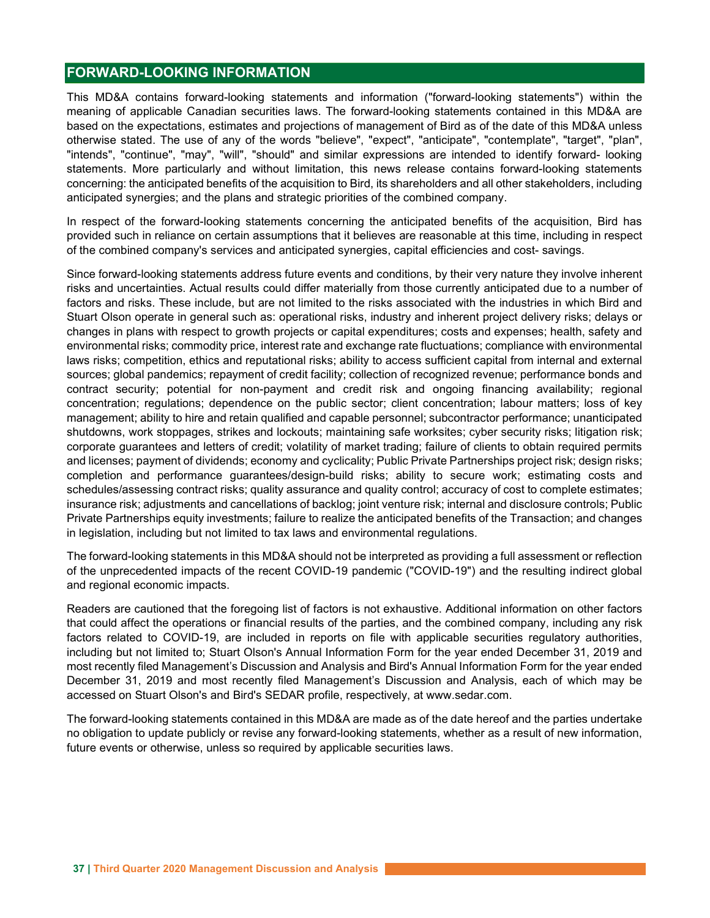## FORWARD-LOOKING INFORMATION

This MD&A contains forward-looking statements and information ("forward-looking statements") within the meaning of applicable Canadian securities laws. The forward-looking statements contained in this MD&A are based on the expectations, estimates and projections of management of Bird as of the date of this MD&A unless otherwise stated. The use of any of the words "believe", "expect", "anticipate", "contemplate", "target", "plan", "intends", "continue", "may", "will", "should" and similar expressions are intended to identify forward- looking statements. More particularly and without limitation, this news release contains forward-looking statements concerning: the anticipated benefits of the acquisition to Bird, its shareholders and all other stakeholders, including anticipated synergies; and the plans and strategic priorities of the combined company.

In respect of the forward-looking statements concerning the anticipated benefits of the acquisition, Bird has provided such in reliance on certain assumptions that it believes are reasonable at this time, including in respect of the combined company's services and anticipated synergies, capital efficiencies and cost- savings.

Since forward-looking statements address future events and conditions, by their very nature they involve inherent risks and uncertainties. Actual results could differ materially from those currently anticipated due to a number of factors and risks. These include, but are not limited to the risks associated with the industries in which Bird and Stuart Olson operate in general such as: operational risks, industry and inherent project delivery risks; delays or changes in plans with respect to growth projects or capital expenditures; costs and expenses; health, safety and environmental risks; commodity price, interest rate and exchange rate fluctuations; compliance with environmental laws risks; competition, ethics and reputational risks; ability to access sufficient capital from internal and external sources; global pandemics; repayment of credit facility; collection of recognized revenue; performance bonds and contract security; potential for non-payment and credit risk and ongoing financing availability; regional concentration; regulations; dependence on the public sector; client concentration; labour matters; loss of key management; ability to hire and retain qualified and capable personnel; subcontractor performance; unanticipated shutdowns, work stoppages, strikes and lockouts; maintaining safe worksites; cyber security risks; litigation risk; corporate guarantees and letters of credit; volatility of market trading; failure of clients to obtain required permits and licenses; payment of dividends; economy and cyclicality; Public Private Partnerships project risk; design risks; completion and performance guarantees/design-build risks; ability to secure work; estimating costs and schedules/assessing contract risks; quality assurance and quality control; accuracy of cost to complete estimates; insurance risk; adjustments and cancellations of backlog; joint venture risk; internal and disclosure controls; Public Private Partnerships equity investments; failure to realize the anticipated benefits of the Transaction; and changes in legislation, including but not limited to tax laws and environmental regulations.

The forward-looking statements in this MD&A should not be interpreted as providing a full assessment or reflection of the unprecedented impacts of the recent COVID-19 pandemic ("COVID-19") and the resulting indirect global and regional economic impacts.

Readers are cautioned that the foregoing list of factors is not exhaustive. Additional information on other factors that could affect the operations or financial results of the parties, and the combined company, including any risk factors related to COVID-19, are included in reports on file with applicable securities regulatory authorities, including but not limited to; Stuart Olson's Annual Information Form for the year ended December 31, 2019 and most recently filed Management's Discussion and Analysis and Bird's Annual Information Form for the year ended December 31, 2019 and most recently filed Management's Discussion and Analysis, each of which may be accessed on Stuart Olson's and Bird's SEDAR profile, respectively, at www.sedar.com.

The forward-looking statements contained in this MD&A are made as of the date hereof and the parties undertake no obligation to update publicly or revise any forward-looking statements, whether as a result of new information, future events or otherwise, unless so required by applicable securities laws.